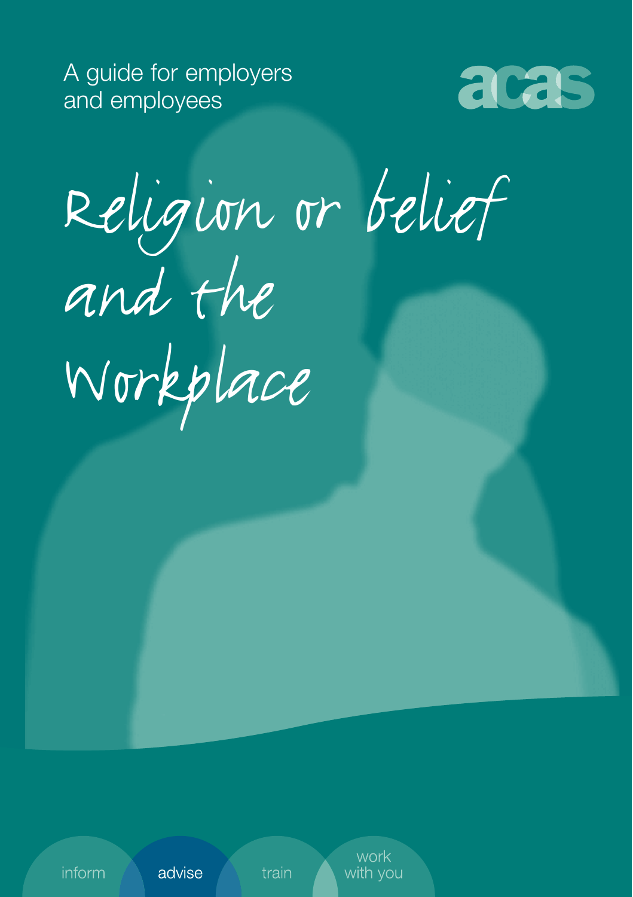A guide for employers and employees

acas

# Religion or belief and the Workplace

inform advise train work with you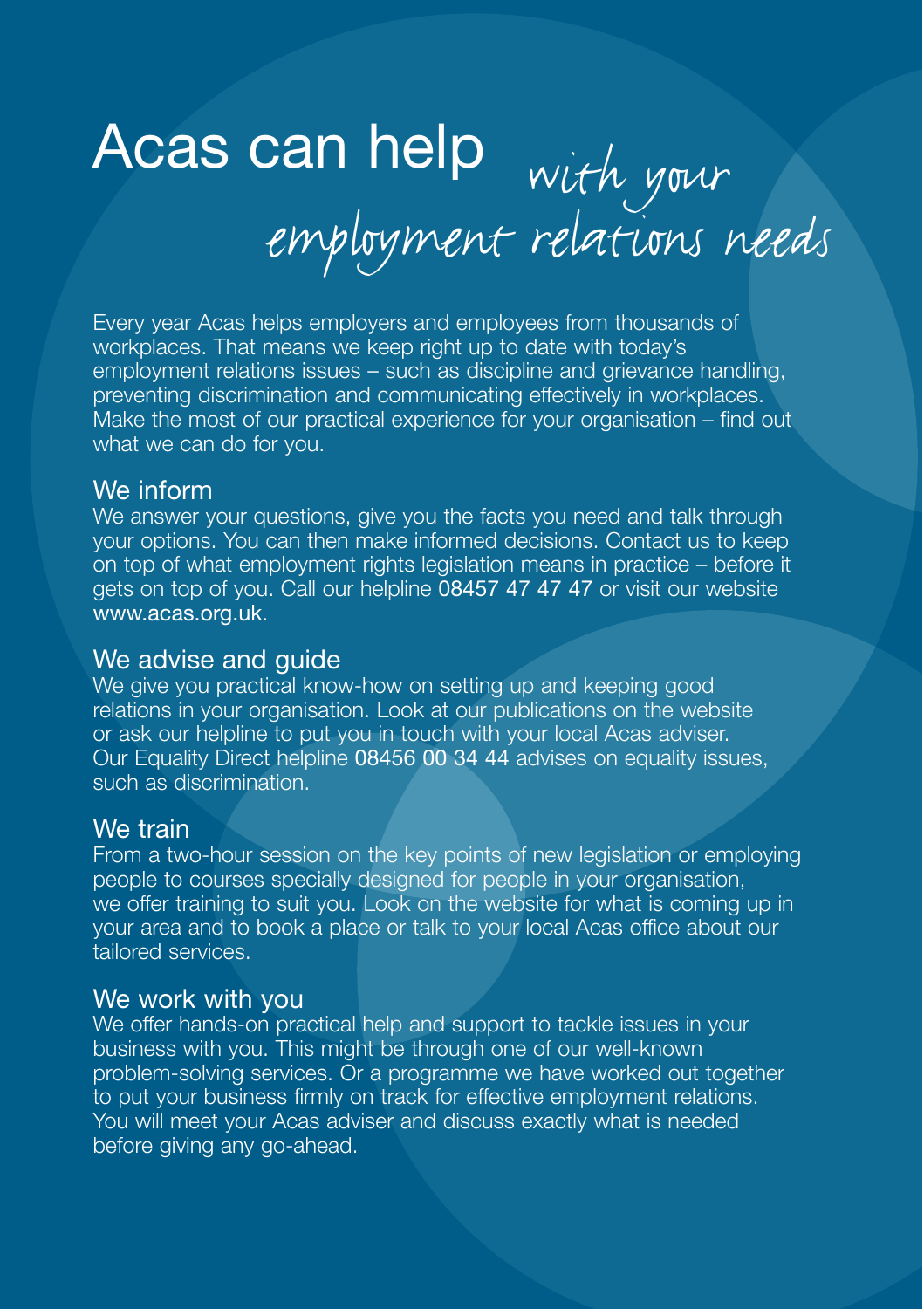# Acas can help *with your employment relations needs*

Every year Acas helps employers and employees from thousands of workplaces. That means we keep right up to date with today's employment relations issues – such as discipline and grievance handling, preventing discrimination and communicating effectively in workplaces. Make the most of our practical experience for your organisation – find out what we can do for you.

## We inform

We answer your questions, give you the facts you need and talk through your options. You can then make informed decisions. Contact us to keep on top of what employment rights legislation means in practice – before it gets on top of you. Call our helpline 08457 47 47 47 or visit our website www.acas.org.uk.

## We advise and guide

We give you practical know-how on setting up and keeping good relations in your organisation. Look at our publications on the website or ask our helpline to put you in touch with your local Acas adviser. Our Equality Direct helpline 08456 00 34 44 advises on equality issues, such as discrimination.

## We train

From a two-hour session on the key points of new legislation or employing people to courses specially designed for people in your organisation, we offer training to suit you. Look on the website for what is coming up in your area and to book a place or talk to your local Acas office about our tailored services.

## We work with you

We offer hands-on practical help and support to tackle issues in your business with you. This might be through one of our well-known problem-solving services. Or a programme we have worked out together to put your business firmly on track for effective employment relations. You will meet your Acas adviser and discuss exactly what is needed before giving any go-ahead.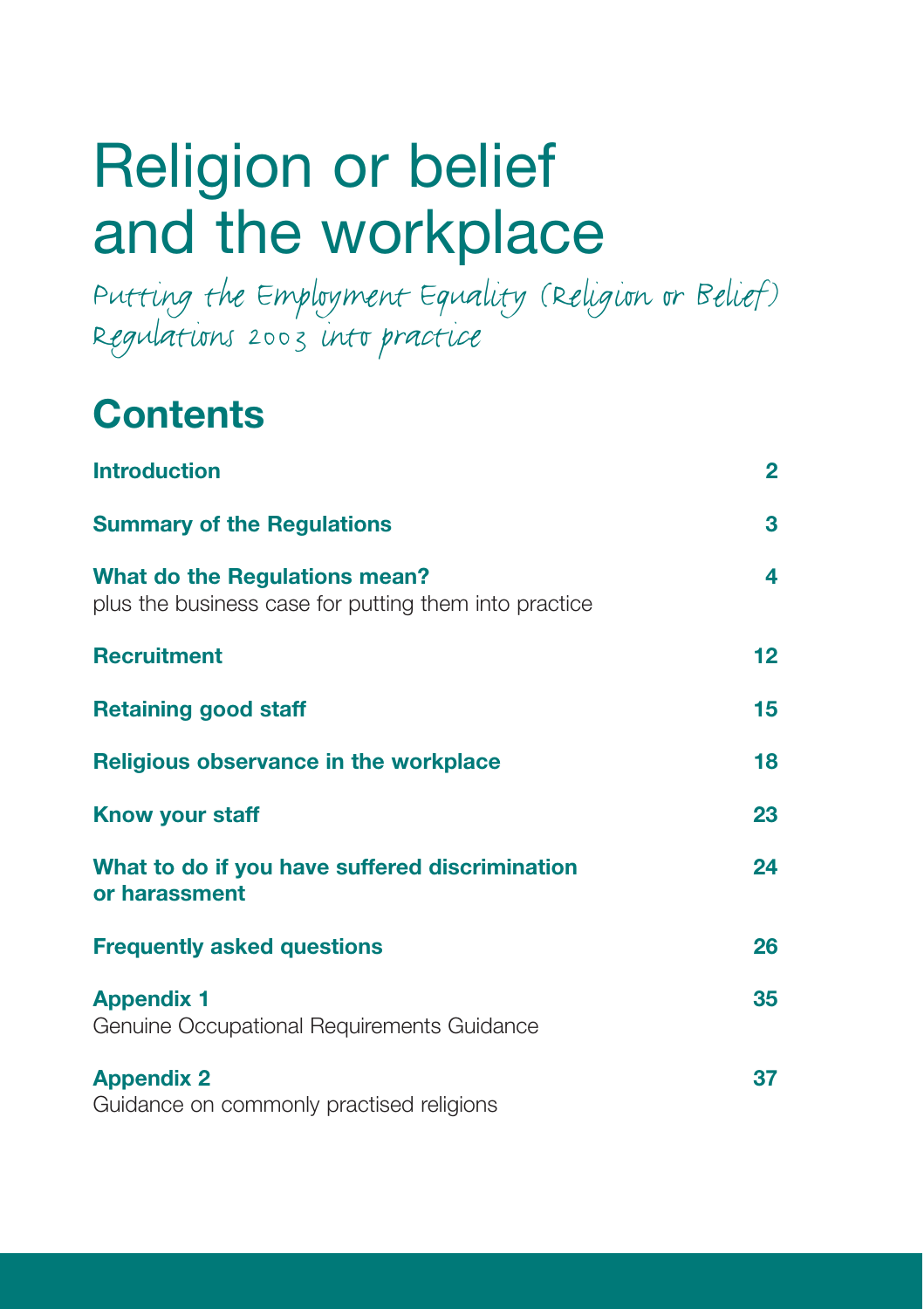# Religion or belief and the workplace

*Putting the Employment Equality (Religion or Belief) Regulations 2003 into practice*

## Contents

| | |
|---|---|
| **Introduction** | **2** |
| **Summary of the Regulations** | **3** |
| **What do the Regulations mean?** plus the business case for putting them into practice | **4** |
| **Recruitment** | **12** |
| **Retaining good staff** | **15** |
| **Religious observance in the workplace** | **18** |
| **Know your staff** | **23** |
| **What to do if you have suffered discrimination or harassment** | **24** |
| **Frequently asked questions** | **26** |
| **Appendix 1** Genuine Occupational Requirements Guidance | **35** |
| **Appendix 2** Guidance on commonly practised religions | **37** |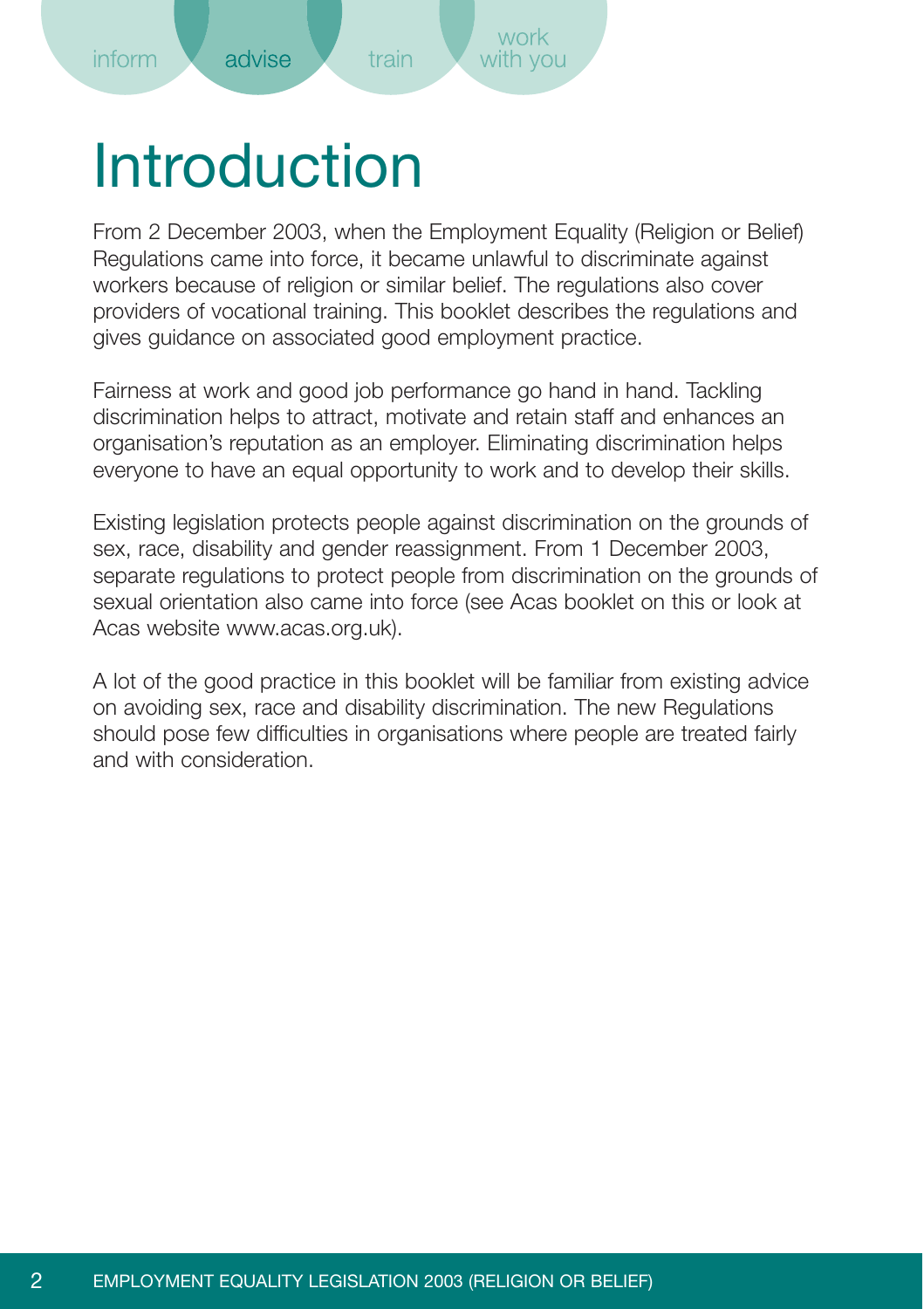# Introduction

From 2 December 2003, when the Employment Equality (Religion or Belief) Regulations came into force, it became unlawful to discriminate against workers because of religion or similar belief. The regulations also cover providers of vocational training. This booklet describes the regulations and gives guidance on associated good employment practice.

Fairness at work and good job performance go hand in hand. Tackling discrimination helps to attract, motivate and retain staff and enhances an organisation's reputation as an employer. Eliminating discrimination helps everyone to have an equal opportunity to work and to develop their skills.

Existing legislation protects people against discrimination on the grounds of sex, race, disability and gender reassignment. From 1 December 2003, separate regulations to protect people from discrimination on the grounds of sexual orientation also came into force (see Acas booklet on this or look at Acas website www.acas.org.uk).

A lot of the good practice in this booklet will be familiar from existing advice on avoiding sex, race and disability discrimination. The new Regulations should pose few difficulties in organisations where people are treated fairly and with consideration.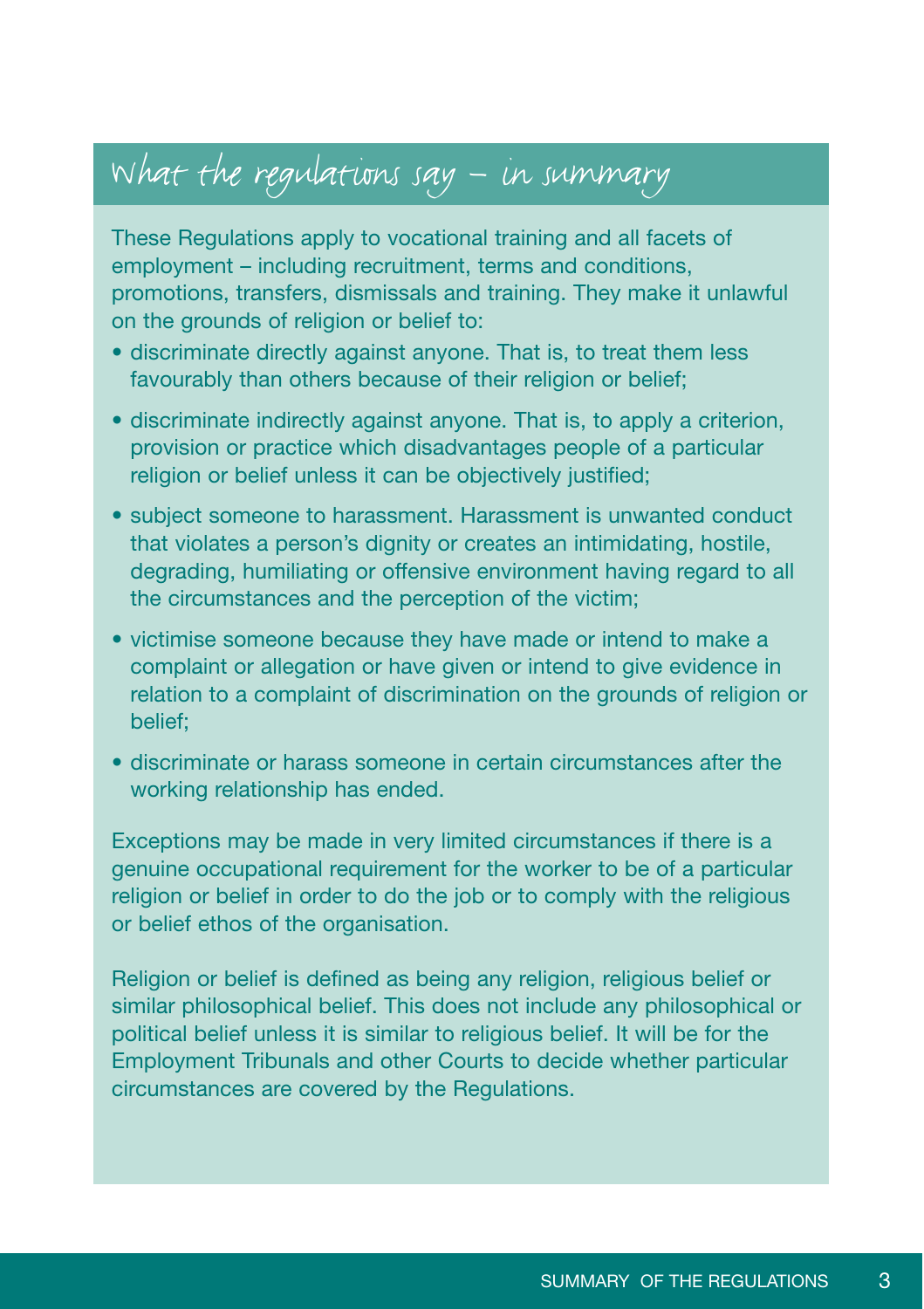## What the regulations say – in summary

These Regulations apply to vocational training and all facets of employment – including recruitment, terms and conditions, promotions, transfers, dismissals and training. They make it unlawful on the grounds of religion or belief to:

- discriminate directly against anyone. That is, to treat them less favourably than others because of their religion or belief;
- discriminate indirectly against anyone. That is, to apply a criterion, provision or practice which disadvantages people of a particular religion or belief unless it can be objectively justified;
- subject someone to harassment. Harassment is unwanted conduct that violates a person's dignity or creates an intimidating, hostile, degrading, humiliating or offensive environment having regard to all the circumstances and the perception of the victim;
- victimise someone because they have made or intend to make a complaint or allegation or have given or intend to give evidence in relation to a complaint of discrimination on the grounds of religion or belief;
- discriminate or harass someone in certain circumstances after the working relationship has ended.

Exceptions may be made in very limited circumstances if there is a genuine occupational requirement for the worker to be of a particular religion or belief in order to do the job or to comply with the religious or belief ethos of the organisation.

Religion or belief is defined as being any religion, religious belief or similar philosophical belief. This does not include any philosophical or political belief unless it is similar to religious belief. It will be for the Employment Tribunals and other Courts to decide whether particular circumstances are covered by the Regulations.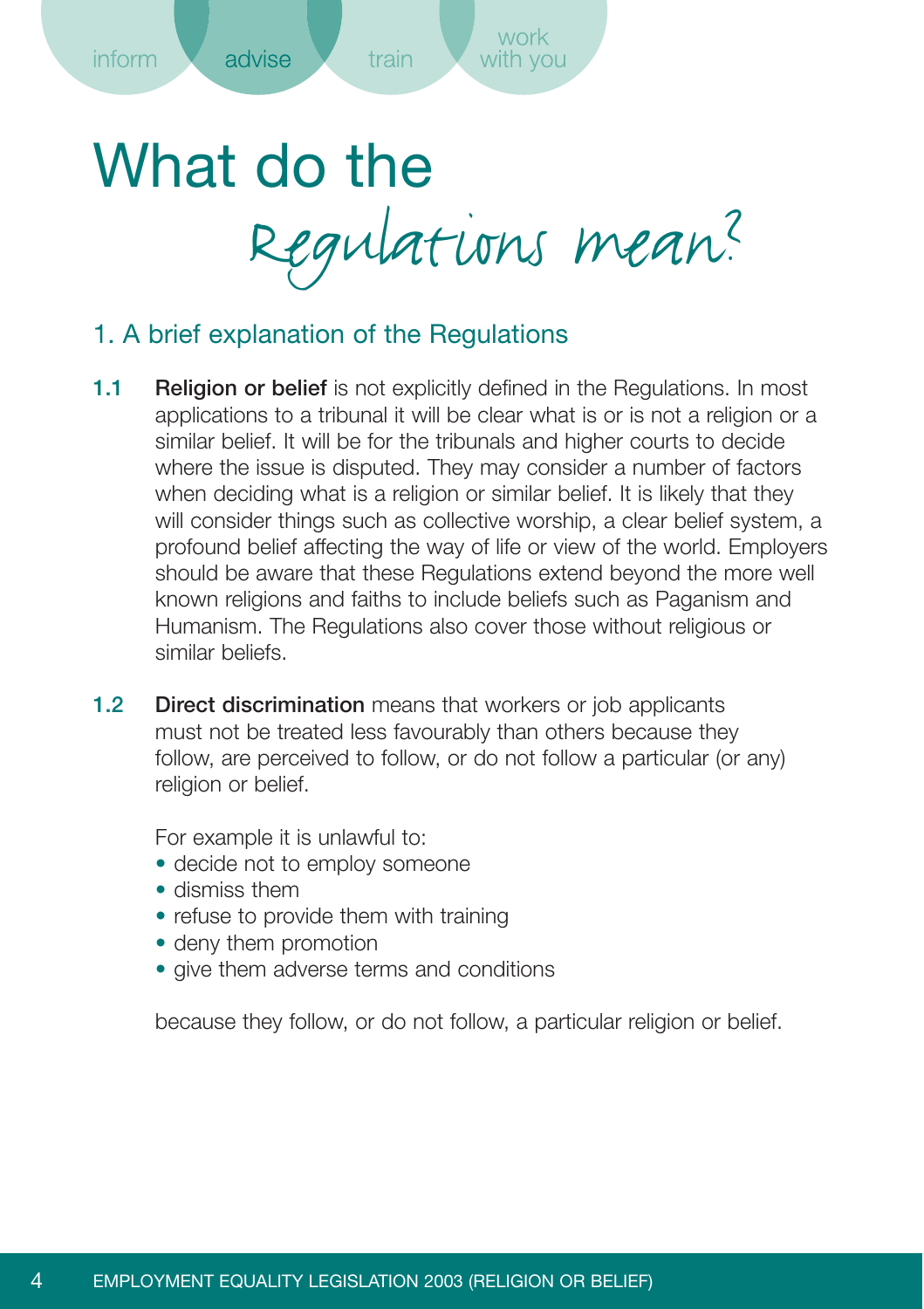# What do the Regulations mean?

## 1. A brief explanation of the Regulations

**1.1** **Religion or belief** is not explicitly defined in the Regulations. In most applications to a tribunal it will be clear what is or is not a religion or a similar belief. It will be for the tribunals and higher courts to decide where the issue is disputed. They may consider a number of factors when deciding what is a religion or similar belief. It is likely that they will consider things such as collective worship, a clear belief system, a profound belief affecting the way of life or view of the world. Employers should be aware that these Regulations extend beyond the more well known religions and faiths to include beliefs such as Paganism and Humanism. The Regulations also cover those without religious or similar beliefs.

**1.2** **Direct discrimination** means that workers or job applicants must not be treated less favourably than others because they follow, are perceived to follow, or do not follow a particular (or any) religion or belief.

For example it is unlawful to:

- decide not to employ someone
- dismiss them
- refuse to provide them with training
- deny them promotion
- give them adverse terms and conditions

because they follow, or do not follow, a particular religion or belief.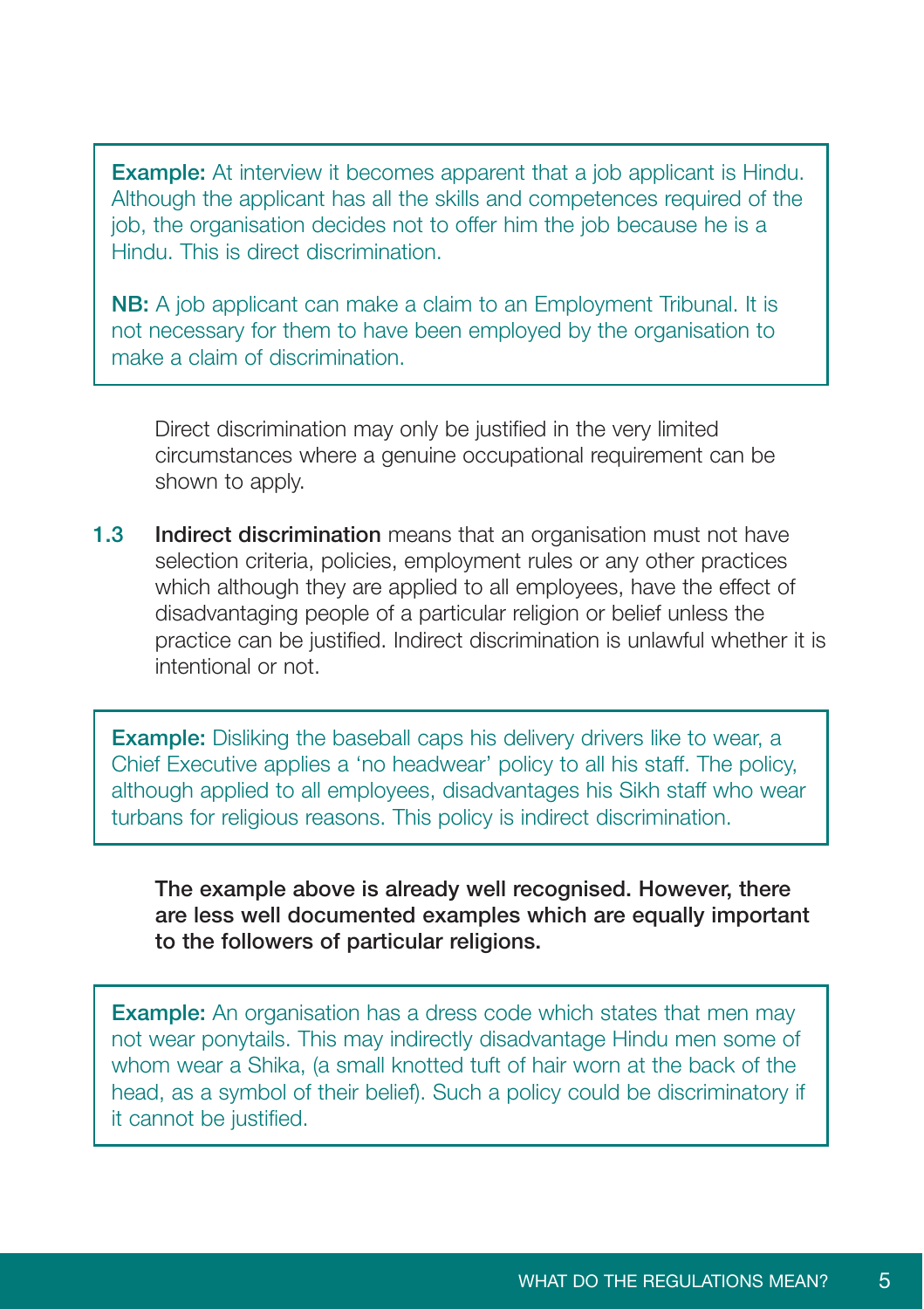**Example:** At interview it becomes apparent that a job applicant is Hindu. Although the applicant has all the skills and competences required of the job, the organisation decides not to offer him the job because he is a Hindu. This is direct discrimination.

**NB:** A job applicant can make a claim to an Employment Tribunal. It is not necessary for them to have been employed by the organisation to make a claim of discrimination.

Direct discrimination may only be justified in the very limited circumstances where a genuine occupational requirement can be shown to apply.

**1.3** **Indirect discrimination** means that an organisation must not have selection criteria, policies, employment rules or any other practices which although they are applied to all employees, have the effect of disadvantaging people of a particular religion or belief unless the practice can be justified. Indirect discrimination is unlawful whether it is intentional or not.

**Example:** Disliking the baseball caps his delivery drivers like to wear, a Chief Executive applies a 'no headwear' policy to all his staff. The policy, although applied to all employees, disadvantages his Sikh staff who wear turbans for religious reasons. This policy is indirect discrimination.

**The example above is already well recognised. However, there are less well documented examples which are equally important to the followers of particular religions.**

**Example:** An organisation has a dress code which states that men may not wear ponytails. This may indirectly disadvantage Hindu men some of whom wear a Shika, (a small knotted tuft of hair worn at the back of the head, as a symbol of their belief). Such a policy could be discriminatory if it cannot be justified.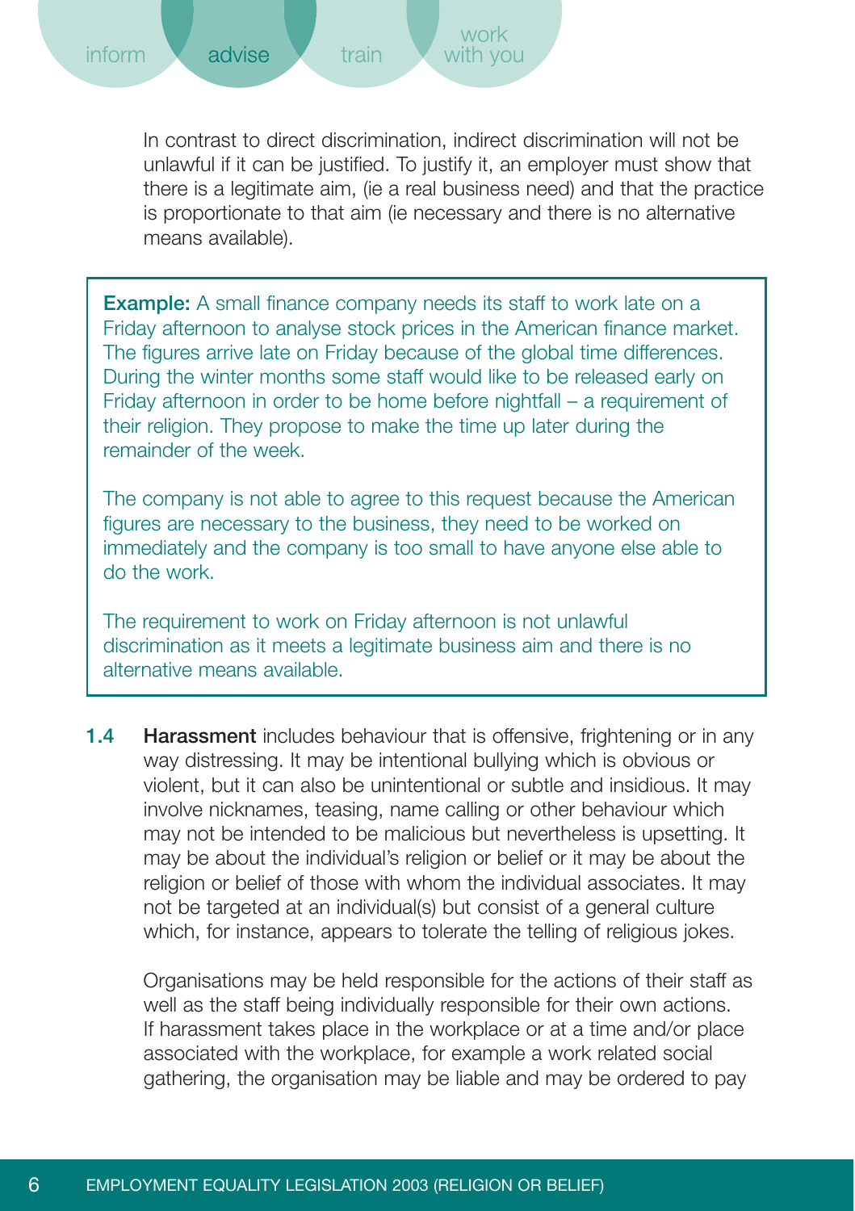In contrast to direct discrimination, indirect discrimination will not be unlawful if it can be justified. To justify it, an employer must show that there is a legitimate aim, (ie a real business need) and that the practice is proportionate to that aim (ie necessary and there is no alternative means available).

> **Example:** A small finance company needs its staff to work late on a Friday afternoon to analyse stock prices in the American finance market. The figures arrive late on Friday because of the global time differences. During the winter months some staff would like to be released early on Friday afternoon in order to be home before nightfall – a requirement of their religion. They propose to make the time up later during the remainder of the week.
>
> The company is not able to agree to this request because the American figures are necessary to the business, they need to be worked on immediately and the company is too small to have anyone else able to do the work.
>
> The requirement to work on Friday afternoon is not unlawful discrimination as it meets a legitimate business aim and there is no alternative means available.

**1.4** **Harassment** includes behaviour that is offensive, frightening or in any way distressing. It may be intentional bullying which is obvious or violent, but it can also be unintentional or subtle and insidious. It may involve nicknames, teasing, name calling or other behaviour which may not be intended to be malicious but nevertheless is upsetting. It may be about the individual's religion or belief or it may be about the religion or belief of those with whom the individual associates. It may not be targeted at an individual(s) but consist of a general culture which, for instance, appears to tolerate the telling of religious jokes.

Organisations may be held responsible for the actions of their staff as well as the staff being individually responsible for their own actions. If harassment takes place in the workplace or at a time and/or place associated with the workplace, for example a work related social gathering, the organisation may be liable and may be ordered to pay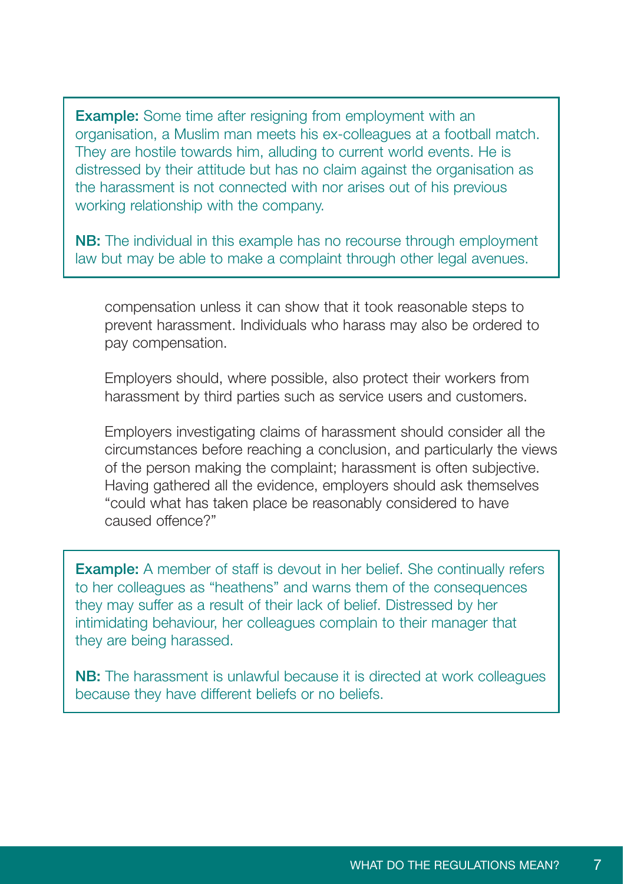**Example:** Some time after resigning from employment with an organisation, a Muslim man meets his ex-colleagues at a football match. They are hostile towards him, alluding to current world events. He is distressed by their attitude but has no claim against the organisation as the harassment is not connected with nor arises out of his previous working relationship with the company.

**NB:** The individual in this example has no recourse through employment law but may be able to make a complaint through other legal avenues.

compensation unless it can show that it took reasonable steps to prevent harassment. Individuals who harass may also be ordered to pay compensation.

Employers should, where possible, also protect their workers from harassment by third parties such as service users and customers.

Employers investigating claims of harassment should consider all the circumstances before reaching a conclusion, and particularly the views of the person making the complaint; harassment is often subjective. Having gathered all the evidence, employers should ask themselves "could what has taken place be reasonably considered to have caused offence?"

**Example:** A member of staff is devout in her belief. She continually refers to her colleagues as "heathens" and warns them of the consequences they may suffer as a result of their lack of belief. Distressed by her intimidating behaviour, her colleagues complain to their manager that they are being harassed.

**NB:** The harassment is unlawful because it is directed at work colleagues because they have different beliefs or no beliefs.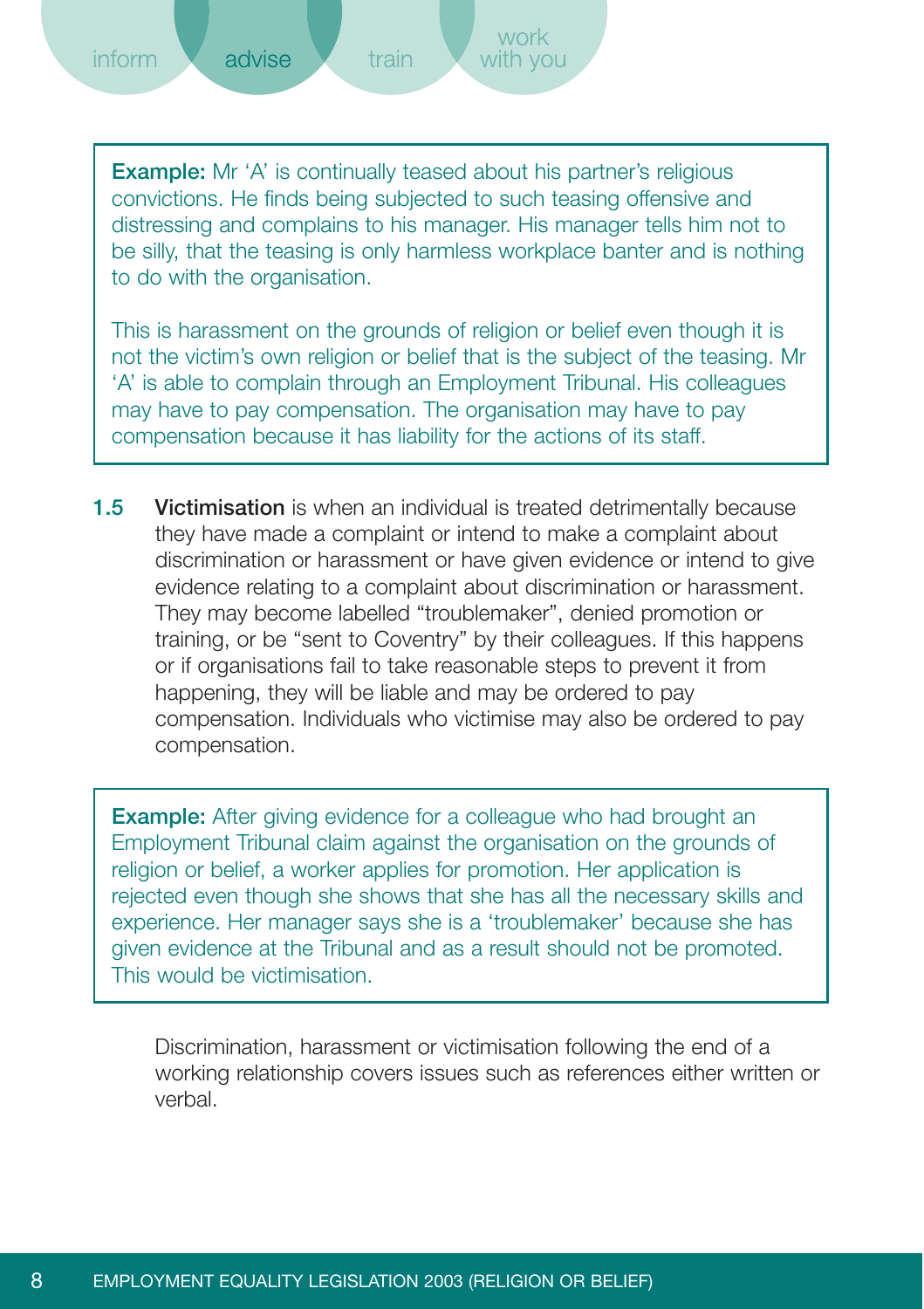**Example:** Mr 'A' is continually teased about his partner's religious convictions. He finds being subjected to such teasing offensive and distressing and complains to his manager. His manager tells him not to be silly, that the teasing is only harmless workplace banter and is nothing to do with the organisation.

This is harassment on the grounds of religion or belief even though it is not the victim's own religion or belief that is the subject of the teasing. Mr 'A' is able to complain through an Employment Tribunal. His colleagues may have to pay compensation. The organisation may have to pay compensation because it has liability for the actions of its staff.

**1.5** **Victimisation** is when an individual is treated detrimentally because they have made a complaint or intend to make a complaint about discrimination or harassment or have given evidence or intend to give evidence relating to a complaint about discrimination or harassment. They may become labelled "troublemaker", denied promotion or training, or be "sent to Coventry" by their colleagues. If this happens or if organisations fail to take reasonable steps to prevent it from happening, they will be liable and may be ordered to pay compensation. Individuals who victimise may also be ordered to pay compensation.

**Example:** After giving evidence for a colleague who had brought an Employment Tribunal claim against the organisation on the grounds of religion or belief, a worker applies for promotion. Her application is rejected even though she shows that she has all the necessary skills and experience. Her manager says she is a 'troublemaker' because she has given evidence at the Tribunal and as a result should not be promoted. This would be victimisation.

Discrimination, harassment or victimisation following the end of a working relationship covers issues such as references either written or verbal.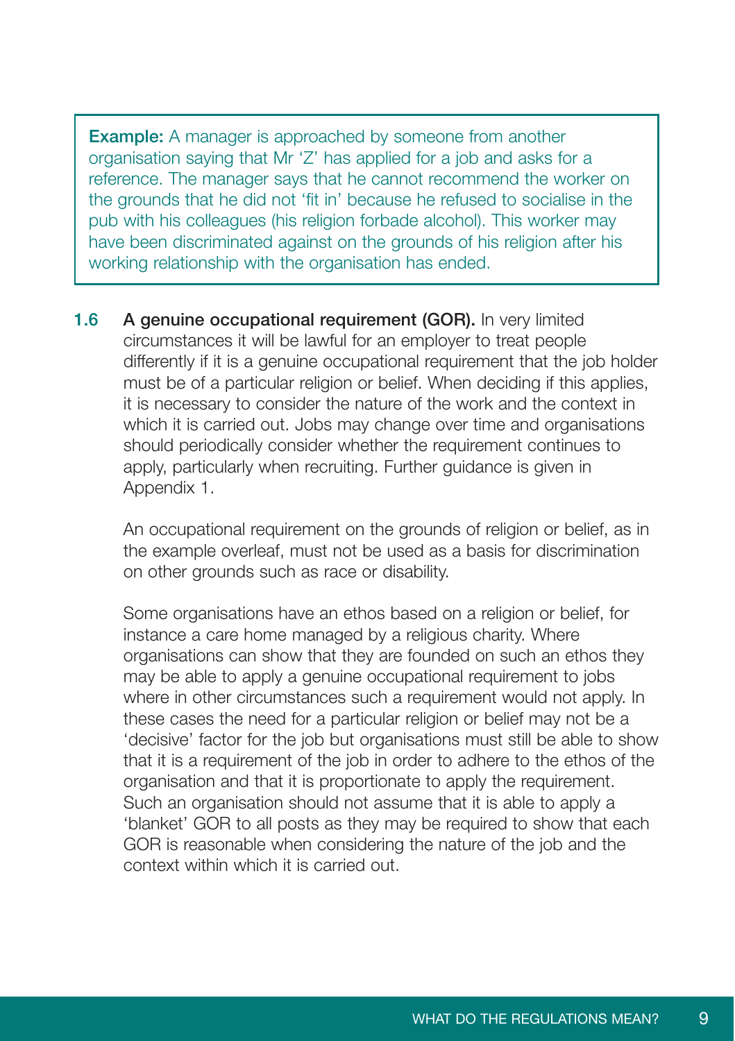> **Example:** A manager is approached by someone from another organisation saying that Mr 'Z' has applied for a job and asks for a reference. The manager says that he cannot recommend the worker on the grounds that he did not 'fit in' because he refused to socialise in the pub with his colleagues (his religion forbade alcohol). This worker may have been discriminated against on the grounds of his religion after his working relationship with the organisation has ended.

**1.6 A genuine occupational requirement (GOR).** In very limited circumstances it will be lawful for an employer to treat people differently if it is a genuine occupational requirement that the job holder must be of a particular religion or belief. When deciding if this applies, it is necessary to consider the nature of the work and the context in which it is carried out. Jobs may change over time and organisations should periodically consider whether the requirement continues to apply, particularly when recruiting. Further guidance is given in Appendix 1.

An occupational requirement on the grounds of religion or belief, as in the example overleaf, must not be used as a basis for discrimination on other grounds such as race or disability.

Some organisations have an ethos based on a religion or belief, for instance a care home managed by a religious charity. Where organisations can show that they are founded on such an ethos they may be able to apply a genuine occupational requirement to jobs where in other circumstances such a requirement would not apply. In these cases the need for a particular religion or belief may not be a 'decisive' factor for the job but organisations must still be able to show that it is a requirement of the job in order to adhere to the ethos of the organisation and that it is proportionate to apply the requirement. Such an organisation should not assume that it is able to apply a 'blanket' GOR to all posts as they may be required to show that each GOR is reasonable when considering the nature of the job and the context within which it is carried out.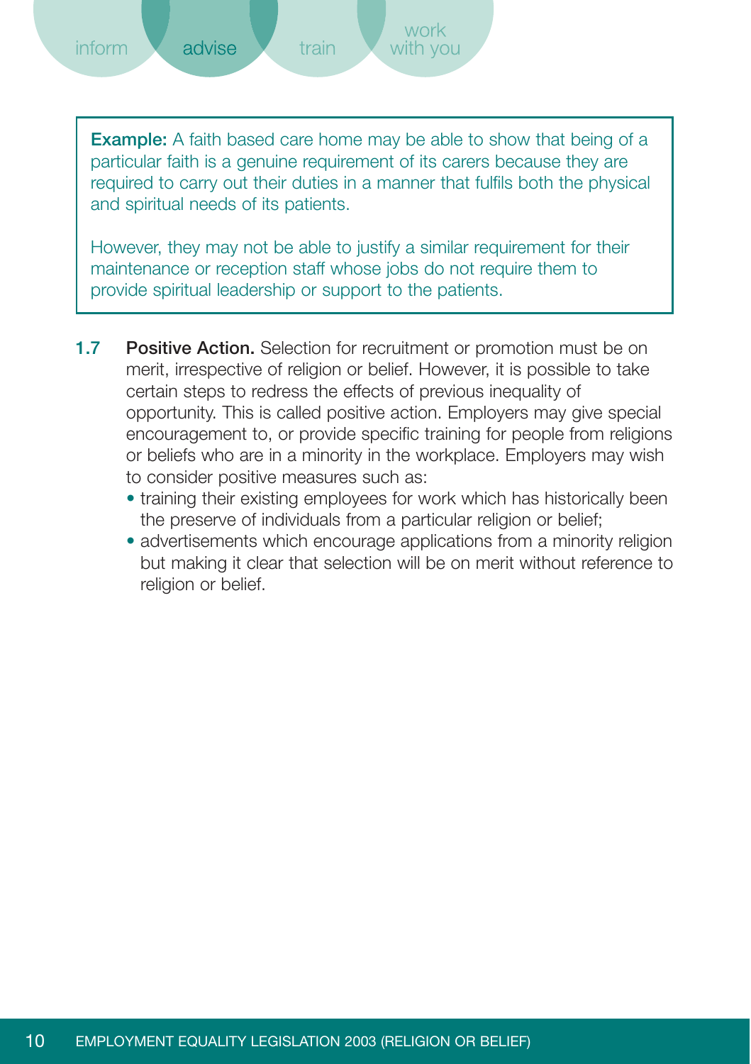> **Example:** A faith based care home may be able to show that being of a particular faith is a genuine requirement of its carers because they are required to carry out their duties in a manner that fulfils both the physical and spiritual needs of its patients.
>
> However, they may not be able to justify a similar requirement for their maintenance or reception staff whose jobs do not require them to provide spiritual leadership or support to the patients.

**1.7 Positive Action.** Selection for recruitment or promotion must be on merit, irrespective of religion or belief. However, it is possible to take certain steps to redress the effects of previous inequality of opportunity. This is called positive action. Employers may give special encouragement to, or provide specific training for people from religions or beliefs who are in a minority in the workplace. Employers may wish to consider positive measures such as:

- training their existing employees for work which has historically been the preserve of individuals from a particular religion or belief;
- advertisements which encourage applications from a minority religion but making it clear that selection will be on merit without reference to religion or belief.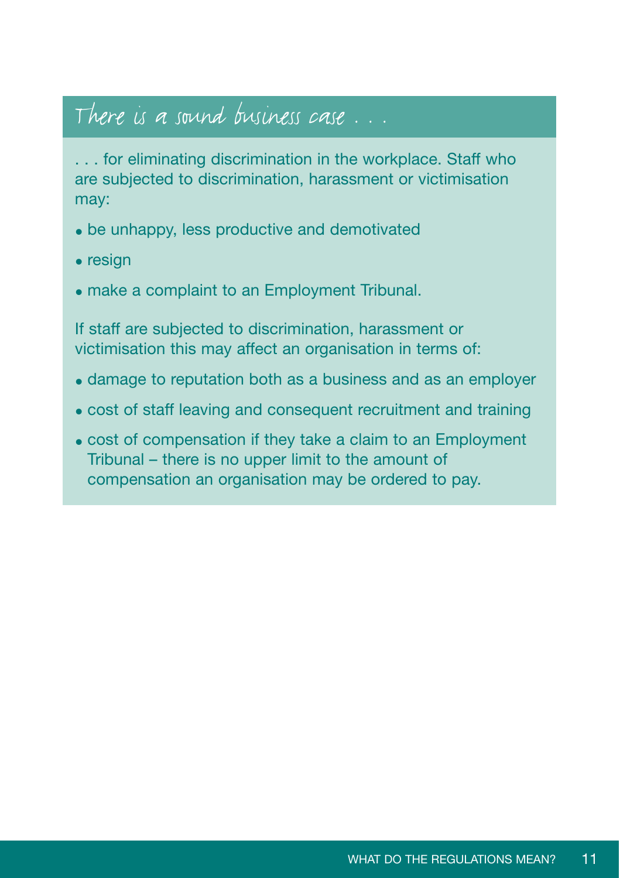## There is a sound business case . . .

. . . for eliminating discrimination in the workplace. Staff who are subjected to discrimination, harassment or victimisation may:

- be unhappy, less productive and demotivated
- resign
- make a complaint to an Employment Tribunal.

If staff are subjected to discrimination, harassment or victimisation this may affect an organisation in terms of:

- damage to reputation both as a business and as an employer
- cost of staff leaving and consequent recruitment and training
- cost of compensation if they take a claim to an Employment Tribunal – there is no upper limit to the amount of compensation an organisation may be ordered to pay.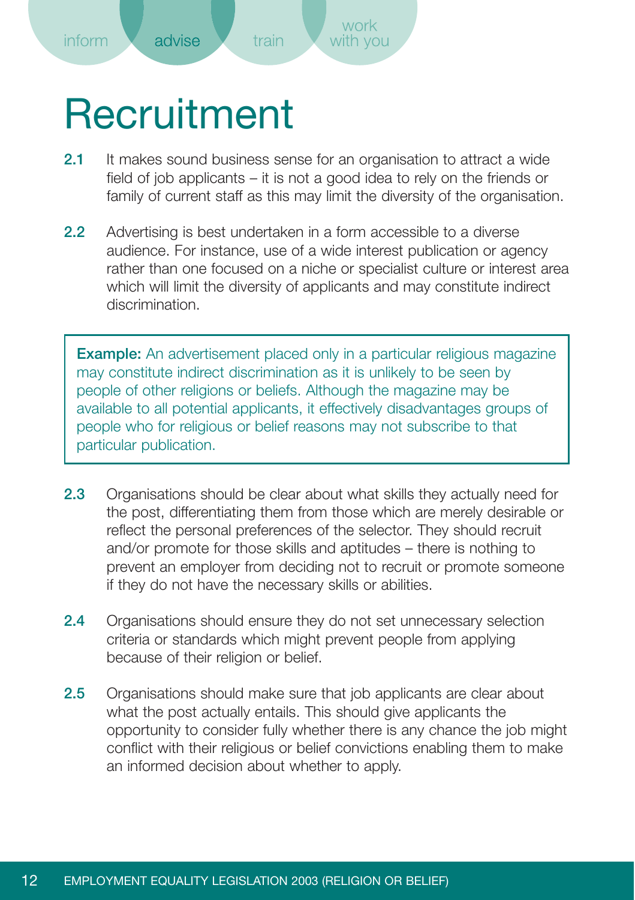# Recruitment

**2.1** It makes sound business sense for an organisation to attract a wide field of job applicants – it is not a good idea to rely on the friends or family of current staff as this may limit the diversity of the organisation.

**2.2** Advertising is best undertaken in a form accessible to a diverse audience. For instance, use of a wide interest publication or agency rather than one focused on a niche or specialist culture or interest area which will limit the diversity of applicants and may constitute indirect discrimination.

> **Example:** An advertisement placed only in a particular religious magazine may constitute indirect discrimination as it is unlikely to be seen by people of other religions or beliefs. Although the magazine may be available to all potential applicants, it effectively disadvantages groups of people who for religious or belief reasons may not subscribe to that particular publication.

**2.3** Organisations should be clear about what skills they actually need for the post, differentiating them from those which are merely desirable or reflect the personal preferences of the selector. They should recruit and/or promote for those skills and aptitudes – there is nothing to prevent an employer from deciding not to recruit or promote someone if they do not have the necessary skills or abilities.

**2.4** Organisations should ensure they do not set unnecessary selection criteria or standards which might prevent people from applying because of their religion or belief.

**2.5** Organisations should make sure that job applicants are clear about what the post actually entails. This should give applicants the opportunity to consider fully whether there is any chance the job might conflict with their religious or belief convictions enabling them to make an informed decision about whether to apply.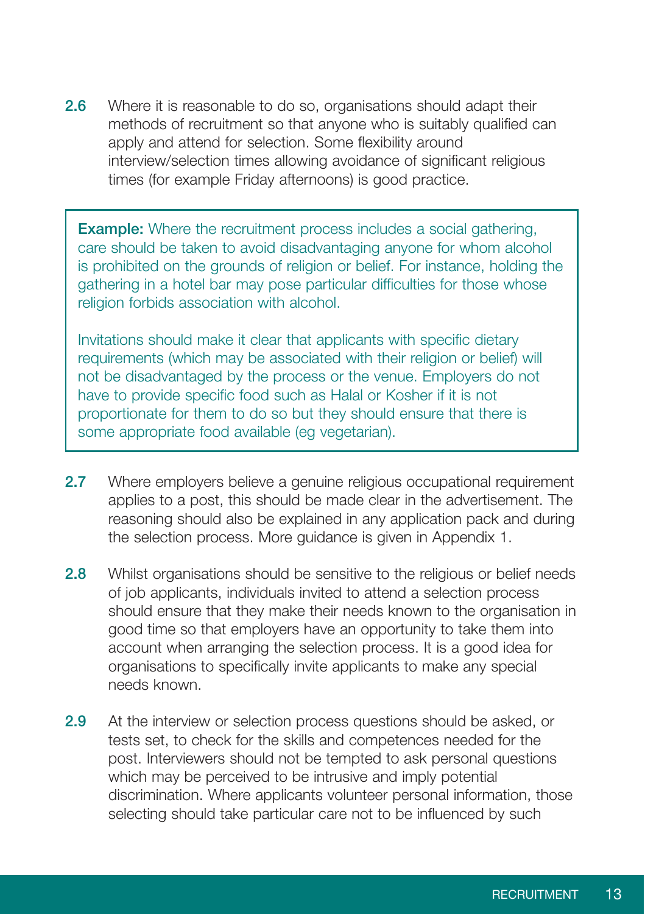**2.6** Where it is reasonable to do so, organisations should adapt their methods of recruitment so that anyone who is suitably qualified can apply and attend for selection. Some flexibility around interview/selection times allowing avoidance of significant religious times (for example Friday afternoons) is good practice.

> **Example:** Where the recruitment process includes a social gathering, care should be taken to avoid disadvantaging anyone for whom alcohol is prohibited on the grounds of religion or belief. For instance, holding the gathering in a hotel bar may pose particular difficulties for those whose religion forbids association with alcohol.
>
> Invitations should make it clear that applicants with specific dietary requirements (which may be associated with their religion or belief) will not be disadvantaged by the process or the venue. Employers do not have to provide specific food such as Halal or Kosher if it is not proportionate for them to do so but they should ensure that there is some appropriate food available (eg vegetarian).

**2.7** Where employers believe a genuine religious occupational requirement applies to a post, this should be made clear in the advertisement. The reasoning should also be explained in any application pack and during the selection process. More guidance is given in Appendix 1.

**2.8** Whilst organisations should be sensitive to the religious or belief needs of job applicants, individuals invited to attend a selection process should ensure that they make their needs known to the organisation in good time so that employers have an opportunity to take them into account when arranging the selection process. It is a good idea for organisations to specifically invite applicants to make any special needs known.

**2.9** At the interview or selection process questions should be asked, or tests set, to check for the skills and competences needed for the post. Interviewers should not be tempted to ask personal questions which may be perceived to be intrusive and imply potential discrimination. Where applicants volunteer personal information, those selecting should take particular care not to be influenced by such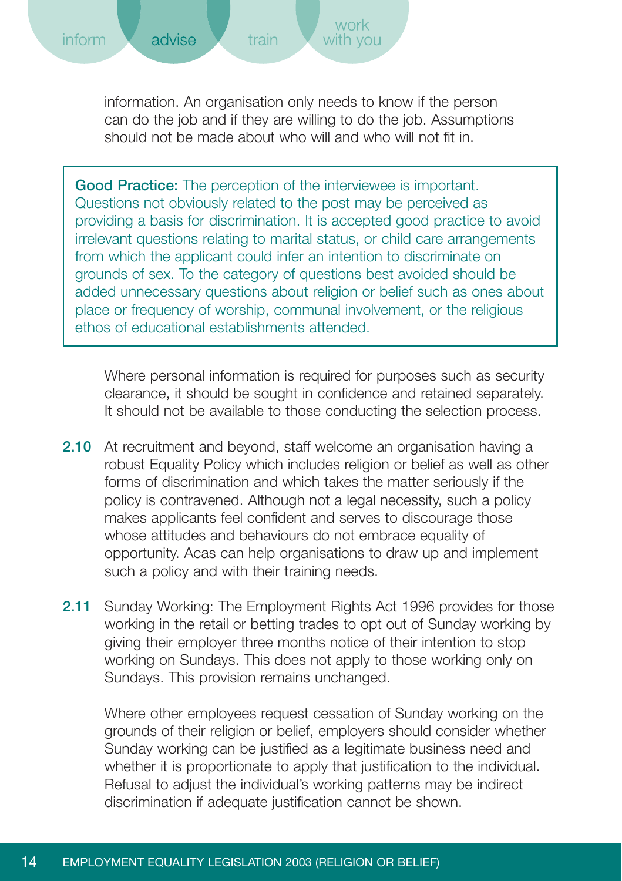information. An organisation only needs to know if the person can do the job and if they are willing to do the job. Assumptions should not be made about who will and who will not fit in.

> **Good Practice:** The perception of the interviewee is important. Questions not obviously related to the post may be perceived as providing a basis for discrimination. It is accepted good practice to avoid irrelevant questions relating to marital status, or child care arrangements from which the applicant could infer an intention to discriminate on grounds of sex. To the category of questions best avoided should be added unnecessary questions about religion or belief such as ones about place or frequency of worship, communal involvement, or the religious ethos of educational establishments attended.

Where personal information is required for purposes such as security clearance, it should be sought in confidence and retained separately. It should not be available to those conducting the selection process.

**2.10** At recruitment and beyond, staff welcome an organisation having a robust Equality Policy which includes religion or belief as well as other forms of discrimination and which takes the matter seriously if the policy is contravened. Although not a legal necessity, such a policy makes applicants feel confident and serves to discourage those whose attitudes and behaviours do not embrace equality of opportunity. Acas can help organisations to draw up and implement such a policy and with their training needs.

**2.11** Sunday Working: The Employment Rights Act 1996 provides for those working in the retail or betting trades to opt out of Sunday working by giving their employer three months notice of their intention to stop working on Sundays. This does not apply to those working only on Sundays. This provision remains unchanged.

Where other employees request cessation of Sunday working on the grounds of their religion or belief, employers should consider whether Sunday working can be justified as a legitimate business need and whether it is proportionate to apply that justification to the individual. Refusal to adjust the individual's working patterns may be indirect discrimination if adequate justification cannot be shown.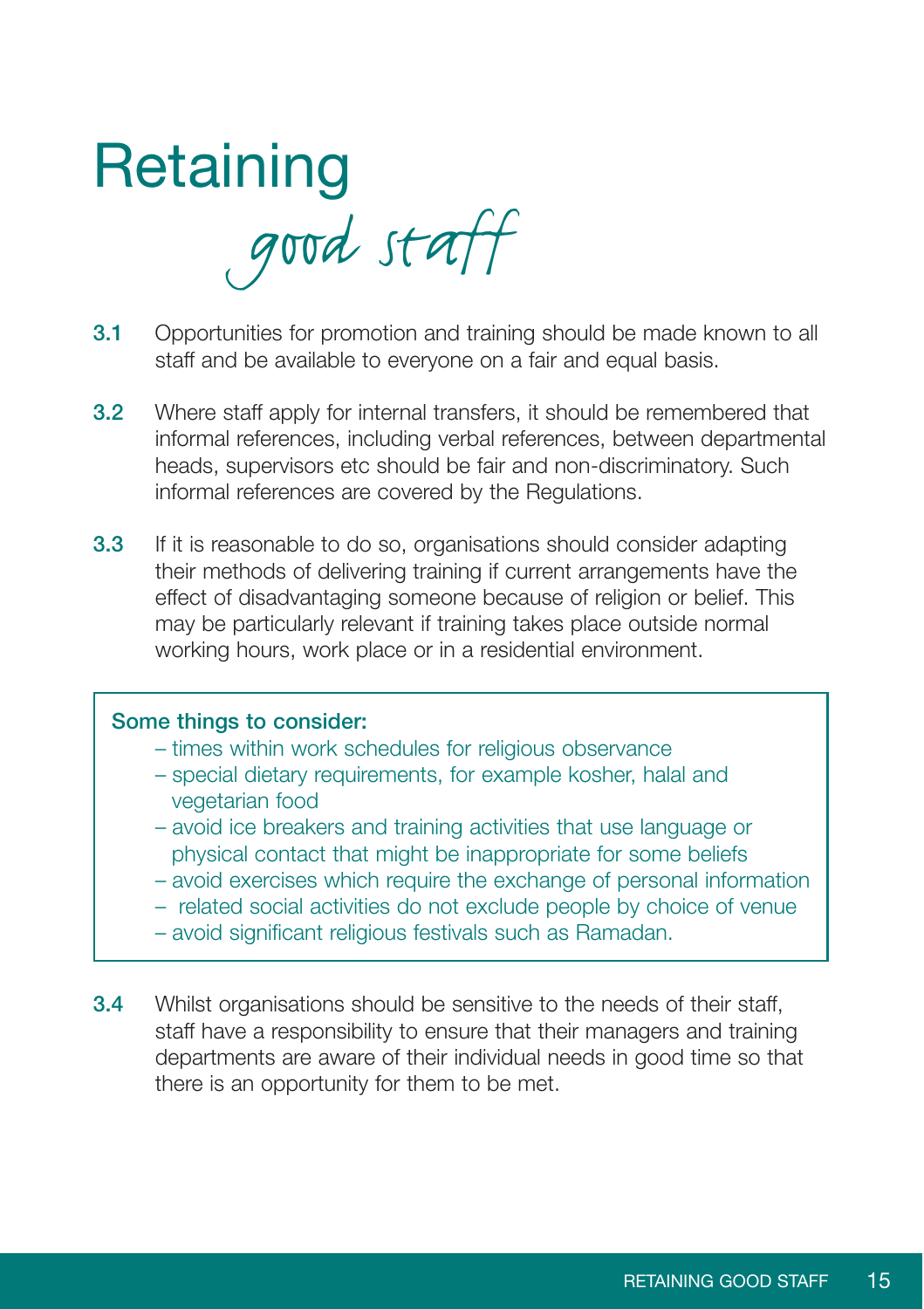# Retaining *good staff*

**3.1** Opportunities for promotion and training should be made known to all staff and be available to everyone on a fair and equal basis.

**3.2** Where staff apply for internal transfers, it should be remembered that informal references, including verbal references, between departmental heads, supervisors etc should be fair and non-discriminatory. Such informal references are covered by the Regulations.

**3.3** If it is reasonable to do so, organisations should consider adapting their methods of delivering training if current arrangements have the effect of disadvantaging someone because of religion or belief. This may be particularly relevant if training takes place outside normal working hours, work place or in a residential environment.

> **Some things to consider:**
> - times within work schedules for religious observance
> - special dietary requirements, for example kosher, halal and vegetarian food
> - avoid ice breakers and training activities that use language or physical contact that might be inappropriate for some beliefs
> - avoid exercises which require the exchange of personal information
> - related social activities do not exclude people by choice of venue
> - avoid significant religious festivals such as Ramadan.

**3.4** Whilst organisations should be sensitive to the needs of their staff, staff have a responsibility to ensure that their managers and training departments are aware of their individual needs in good time so that there is an opportunity for them to be met.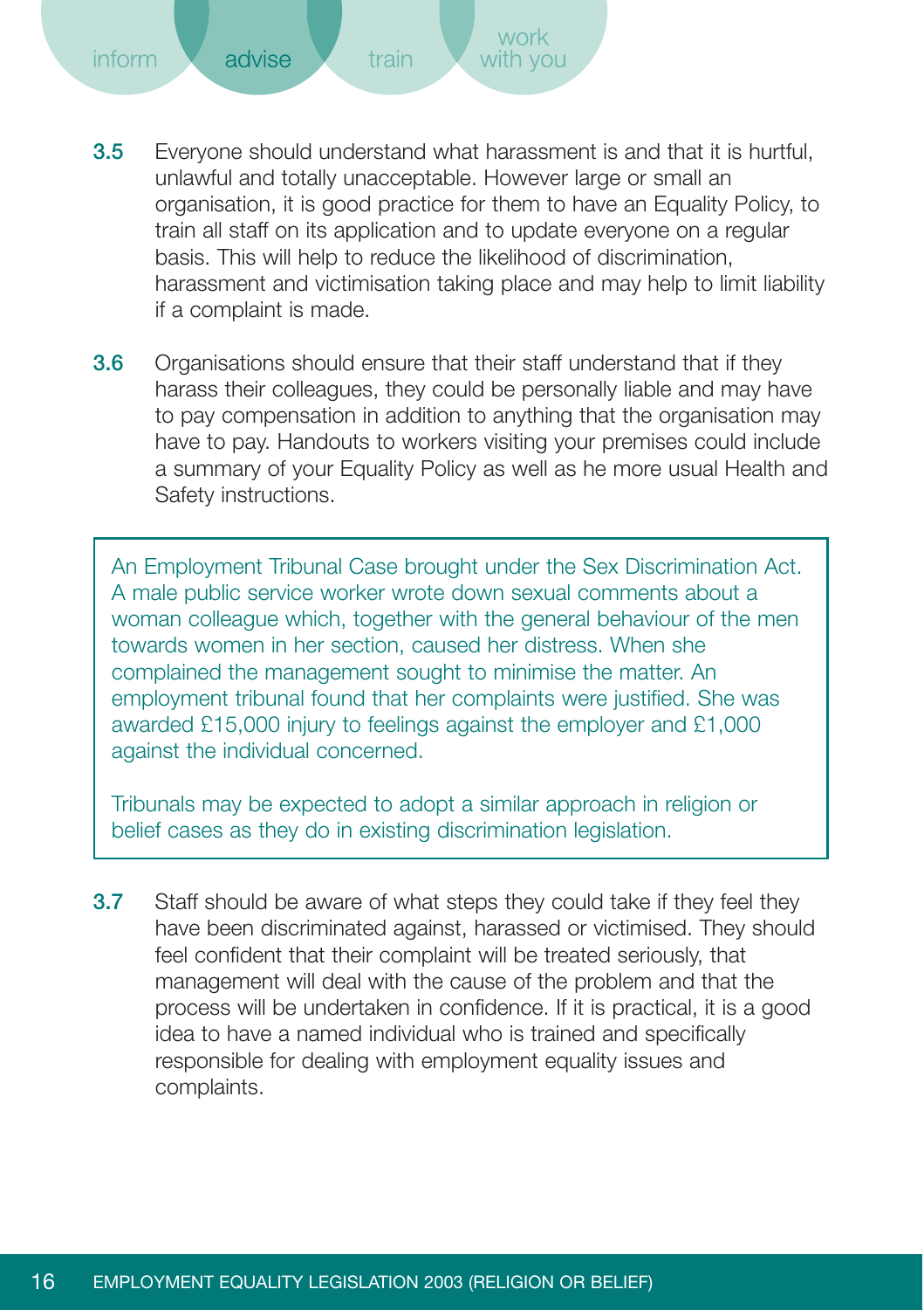**3.5** Everyone should understand what harassment is and that it is hurtful, unlawful and totally unacceptable. However large or small an organisation, it is good practice for them to have an Equality Policy, to train all staff on its application and to update everyone on a regular basis. This will help to reduce the likelihood of discrimination, harassment and victimisation taking place and may help to limit liability if a complaint is made.

**3.6** Organisations should ensure that their staff understand that if they harass their colleagues, they could be personally liable and may have to pay compensation in addition to anything that the organisation may have to pay. Handouts to workers visiting your premises could include a summary of your Equality Policy as well as he more usual Health and Safety instructions.

> An Employment Tribunal Case brought under the Sex Discrimination Act. A male public service worker wrote down sexual comments about a woman colleague which, together with the general behaviour of the men towards women in her section, caused her distress. When she complained the management sought to minimise the matter. An employment tribunal found that her complaints were justified. She was awarded £15,000 injury to feelings against the employer and £1,000 against the individual concerned.
>
> Tribunals may be expected to adopt a similar approach in religion or belief cases as they do in existing discrimination legislation.

**3.7** Staff should be aware of what steps they could take if they feel they have been discriminated against, harassed or victimised. They should feel confident that their complaint will be treated seriously, that management will deal with the cause of the problem and that the process will be undertaken in confidence. If it is practical, it is a good idea to have a named individual who is trained and specifically responsible for dealing with employment equality issues and complaints.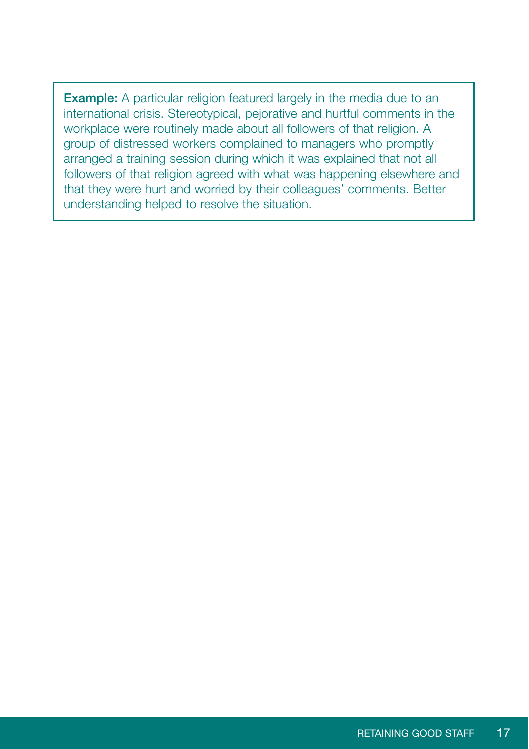**Example:** A particular religion featured largely in the media due to an international crisis. Stereotypical, pejorative and hurtful comments in the workplace were routinely made about all followers of that religion. A group of distressed workers complained to managers who promptly arranged a training session during which it was explained that not all followers of that religion agreed with what was happening elsewhere and that they were hurt and worried by their colleagues' comments. Better understanding helped to resolve the situation.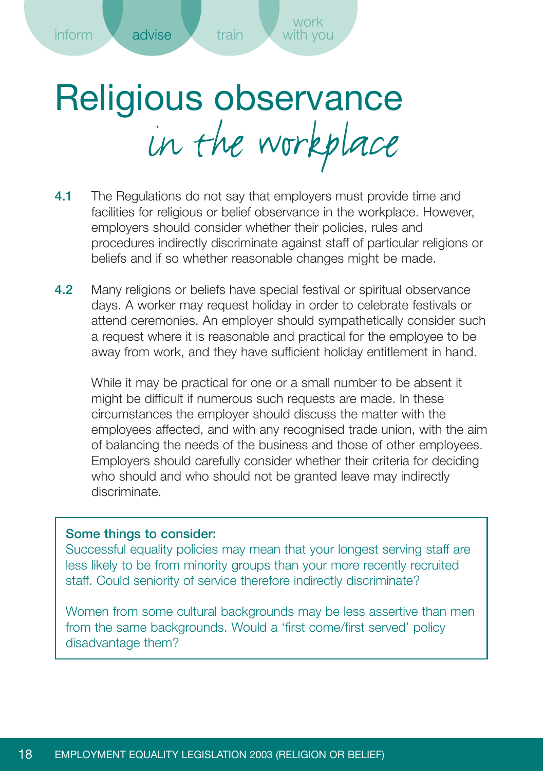# Religious observance *in the workplace*

**4.1** The Regulations do not say that employers must provide time and facilities for religious or belief observance in the workplace. However, employers should consider whether their policies, rules and procedures indirectly discriminate against staff of particular religions or beliefs and if so whether reasonable changes might be made.

**4.2** Many religions or beliefs have special festival or spiritual observance days. A worker may request holiday in order to celebrate festivals or attend ceremonies. An employer should sympathetically consider such a request where it is reasonable and practical for the employee to be away from work, and they have sufficient holiday entitlement in hand.

While it may be practical for one or a small number to be absent it might be difficult if numerous such requests are made. In these circumstances the employer should discuss the matter with the employees affected, and with any recognised trade union, with the aim of balancing the needs of the business and those of other employees. Employers should carefully consider whether their criteria for deciding who should and who should not be granted leave may indirectly discriminate.

> **Some things to consider:**
> Successful equality policies may mean that your longest serving staff are less likely to be from minority groups than your more recently recruited staff. Could seniority of service therefore indirectly discriminate?
>
> Women from some cultural backgrounds may be less assertive than men from the same backgrounds. Would a 'first come/first served' policy disadvantage them?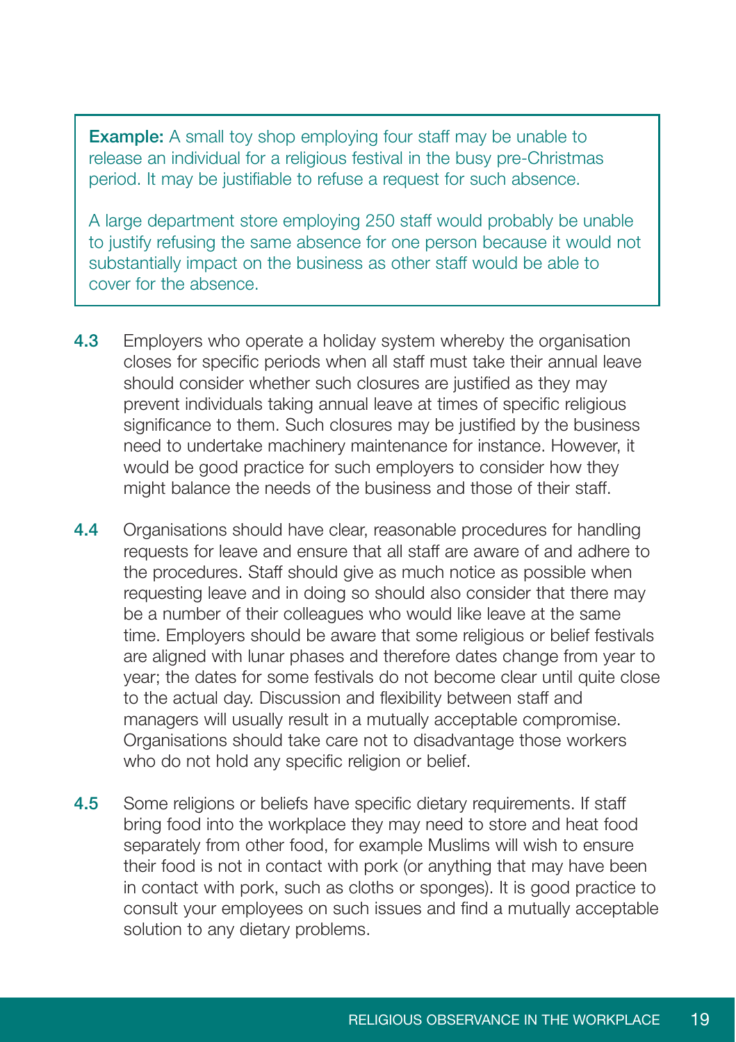**Example:** A small toy shop employing four staff may be unable to release an individual for a religious festival in the busy pre-Christmas period. It may be justifiable to refuse a request for such absence.

A large department store employing 250 staff would probably be unable to justify refusing the same absence for one person because it would not substantially impact on the business as other staff would be able to cover for the absence.

**4.3** Employers who operate a holiday system whereby the organisation closes for specific periods when all staff must take their annual leave should consider whether such closures are justified as they may prevent individuals taking annual leave at times of specific religious significance to them. Such closures may be justified by the business need to undertake machinery maintenance for instance. However, it would be good practice for such employers to consider how they might balance the needs of the business and those of their staff.

**4.4** Organisations should have clear, reasonable procedures for handling requests for leave and ensure that all staff are aware of and adhere to the procedures. Staff should give as much notice as possible when requesting leave and in doing so should also consider that there may be a number of their colleagues who would like leave at the same time. Employers should be aware that some religious or belief festivals are aligned with lunar phases and therefore dates change from year to year; the dates for some festivals do not become clear until quite close to the actual day. Discussion and flexibility between staff and managers will usually result in a mutually acceptable compromise. Organisations should take care not to disadvantage those workers who do not hold any specific religion or belief.

**4.5** Some religions or beliefs have specific dietary requirements. If staff bring food into the workplace they may need to store and heat food separately from other food, for example Muslims will wish to ensure their food is not in contact with pork (or anything that may have been in contact with pork, such as cloths or sponges). It is good practice to consult your employees on such issues and find a mutually acceptable solution to any dietary problems.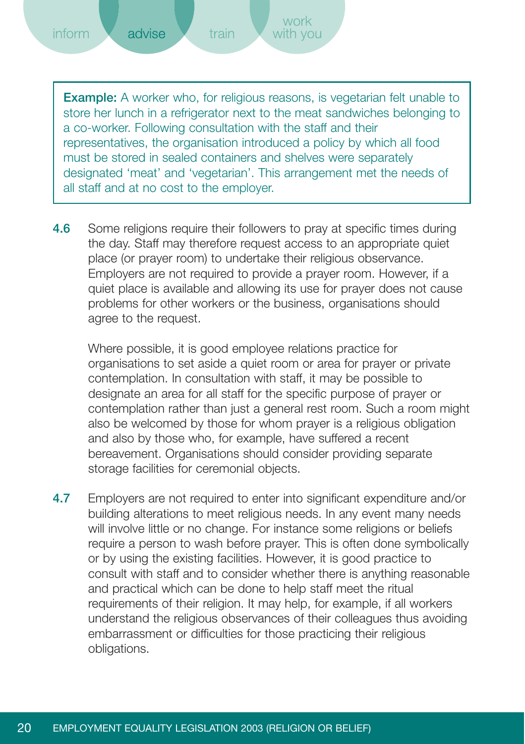**Example:** A worker who, for religious reasons, is vegetarian felt unable to store her lunch in a refrigerator next to the meat sandwiches belonging to a co-worker. Following consultation with the staff and their representatives, the organisation introduced a policy by which all food must be stored in sealed containers and shelves were separately designated 'meat' and 'vegetarian'. This arrangement met the needs of all staff and at no cost to the employer.

**4.6** Some religions require their followers to pray at specific times during the day. Staff may therefore request access to an appropriate quiet place (or prayer room) to undertake their religious observance. Employers are not required to provide a prayer room. However, if a quiet place is available and allowing its use for prayer does not cause problems for other workers or the business, organisations should agree to the request.

Where possible, it is good employee relations practice for organisations to set aside a quiet room or area for prayer or private contemplation. In consultation with staff, it may be possible to designate an area for all staff for the specific purpose of prayer or contemplation rather than just a general rest room. Such a room might also be welcomed by those for whom prayer is a religious obligation and also by those who, for example, have suffered a recent bereavement. Organisations should consider providing separate storage facilities for ceremonial objects.

**4.7** Employers are not required to enter into significant expenditure and/or building alterations to meet religious needs. In any event many needs will involve little or no change. For instance some religions or beliefs require a person to wash before prayer. This is often done symbolically or by using the existing facilities. However, it is good practice to consult with staff and to consider whether there is anything reasonable and practical which can be done to help staff meet the ritual requirements of their religion. It may help, for example, if all workers understand the religious observances of their colleagues thus avoiding embarrassment or difficulties for those practicing their religious obligations.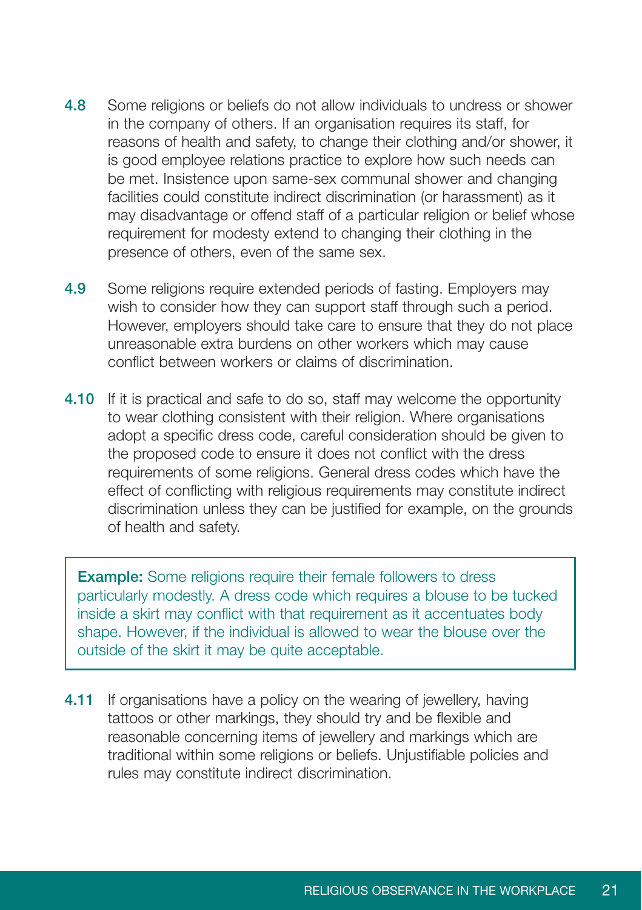**4.8** Some religions or beliefs do not allow individuals to undress or shower in the company of others. If an organisation requires its staff, for reasons of health and safety, to change their clothing and/or shower, it is good employee relations practice to explore how such needs can be met. Insistence upon same-sex communal shower and changing facilities could constitute indirect discrimination (or harassment) as it may disadvantage or offend staff of a particular religion or belief whose requirement for modesty extend to changing their clothing in the presence of others, even of the same sex.

**4.9** Some religions require extended periods of fasting. Employers may wish to consider how they can support staff through such a period. However, employers should take care to ensure that they do not place unreasonable extra burdens on other workers which may cause conflict between workers or claims of discrimination.

**4.10** If it is practical and safe to do so, staff may welcome the opportunity to wear clothing consistent with their religion. Where organisations adopt a specific dress code, careful consideration should be given to the proposed code to ensure it does not conflict with the dress requirements of some religions. General dress codes which have the effect of conflicting with religious requirements may constitute indirect discrimination unless they can be justified for example, on the grounds of health and safety.

> **Example:** Some religions require their female followers to dress particularly modestly. A dress code which requires a blouse to be tucked inside a skirt may conflict with that requirement as it accentuates body shape. However, if the individual is allowed to wear the blouse over the outside of the skirt it may be quite acceptable.

**4.11** If organisations have a policy on the wearing of jewellery, having tattoos or other markings, they should try and be flexible and reasonable concerning items of jewellery and markings which are traditional within some religions or beliefs. Unjustifiable policies and rules may constitute indirect discrimination.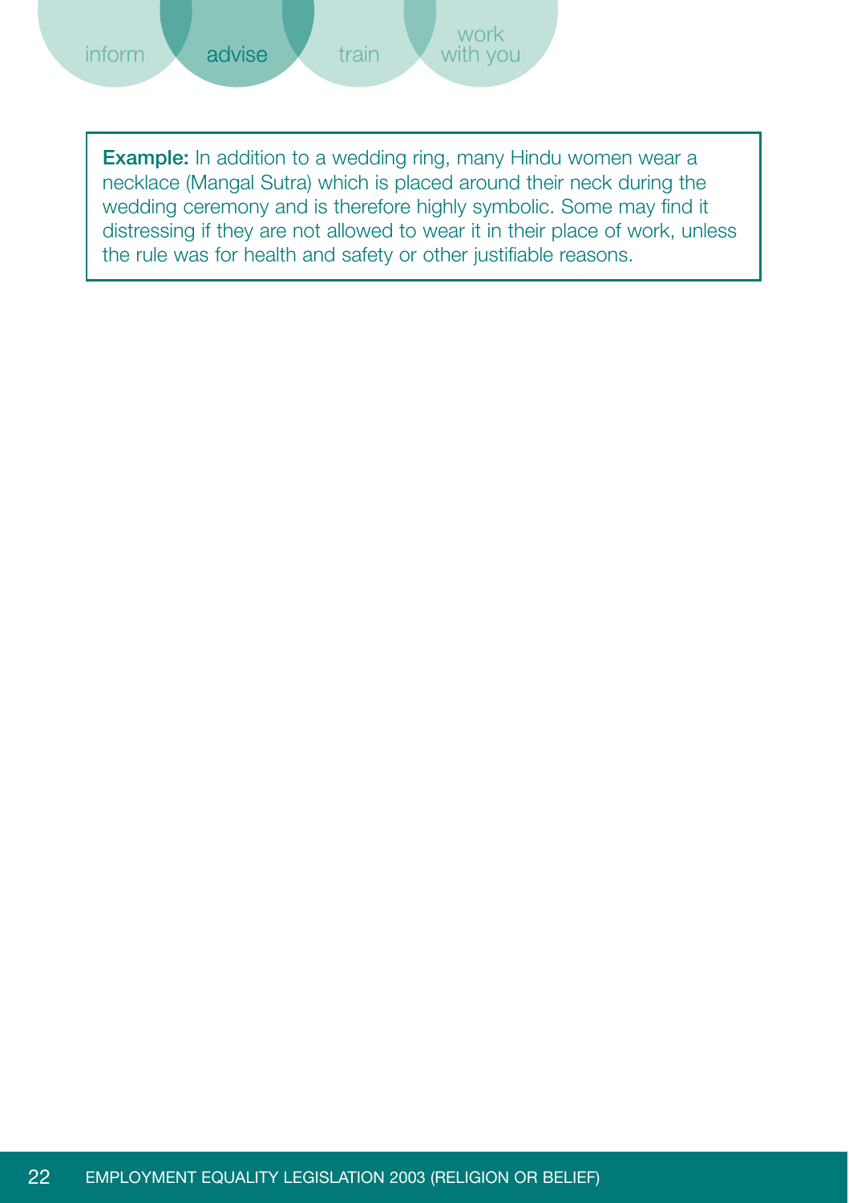**Example:** In addition to a wedding ring, many Hindu women wear a necklace (Mangal Sutra) which is placed around their neck during the wedding ceremony and is therefore highly symbolic. Some may find it distressing if they are not allowed to wear it in their place of work, unless the rule was for health and safety or other justifiable reasons.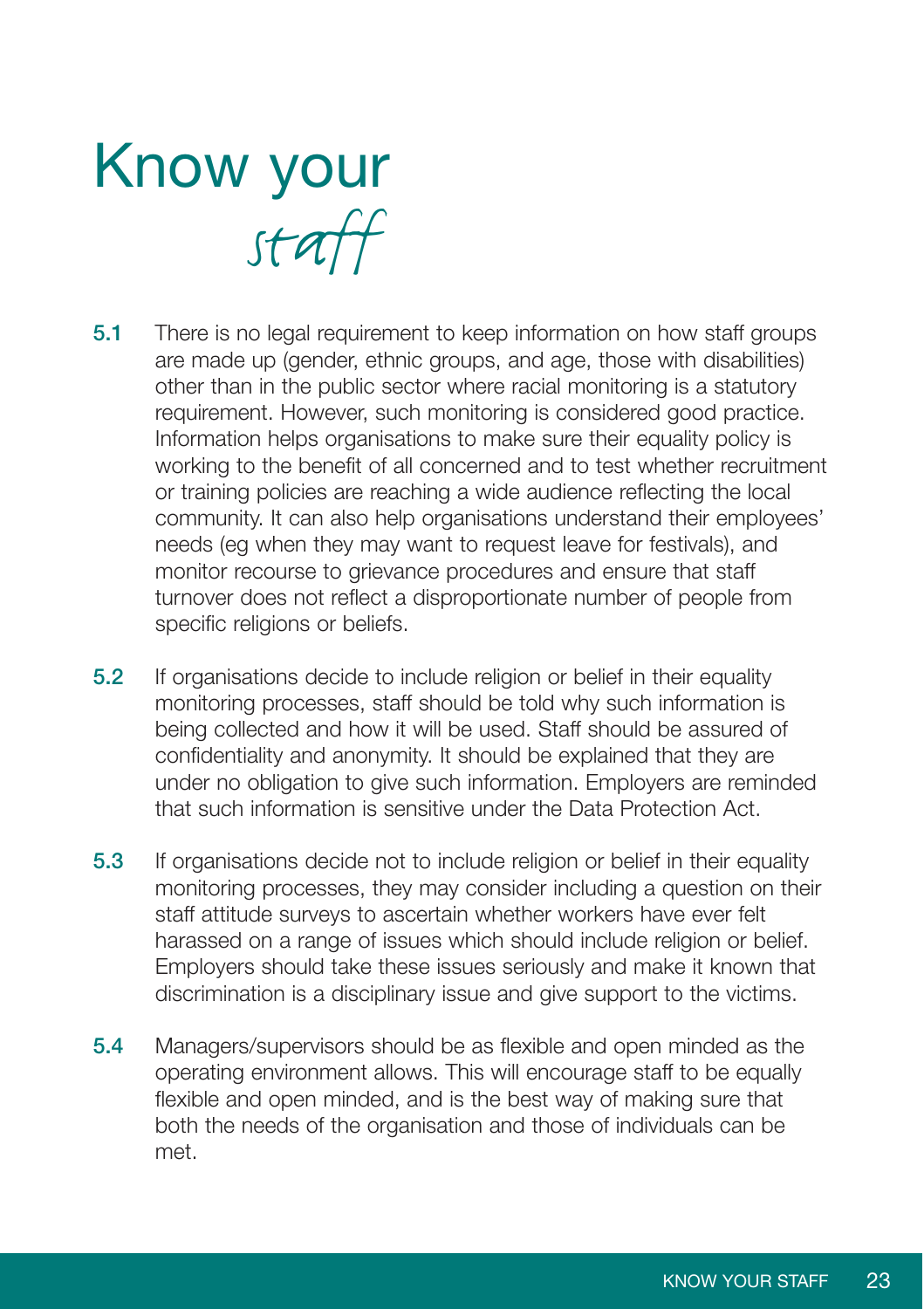# Know your staff

**5.1** There is no legal requirement to keep information on how staff groups are made up (gender, ethnic groups, and age, those with disabilities) other than in the public sector where racial monitoring is a statutory requirement. However, such monitoring is considered good practice. Information helps organisations to make sure their equality policy is working to the benefit of all concerned and to test whether recruitment or training policies are reaching a wide audience reflecting the local community. It can also help organisations understand their employees' needs (eg when they may want to request leave for festivals), and monitor recourse to grievance procedures and ensure that staff turnover does not reflect a disproportionate number of people from specific religions or beliefs.

**5.2** If organisations decide to include religion or belief in their equality monitoring processes, staff should be told why such information is being collected and how it will be used. Staff should be assured of confidentiality and anonymity. It should be explained that they are under no obligation to give such information. Employers are reminded that such information is sensitive under the Data Protection Act.

**5.3** If organisations decide not to include religion or belief in their equality monitoring processes, they may consider including a question on their staff attitude surveys to ascertain whether workers have ever felt harassed on a range of issues which should include religion or belief. Employers should take these issues seriously and make it known that discrimination is a disciplinary issue and give support to the victims.

**5.4** Managers/supervisors should be as flexible and open minded as the operating environment allows. This will encourage staff to be equally flexible and open minded, and is the best way of making sure that both the needs of the organisation and those of individuals can be met.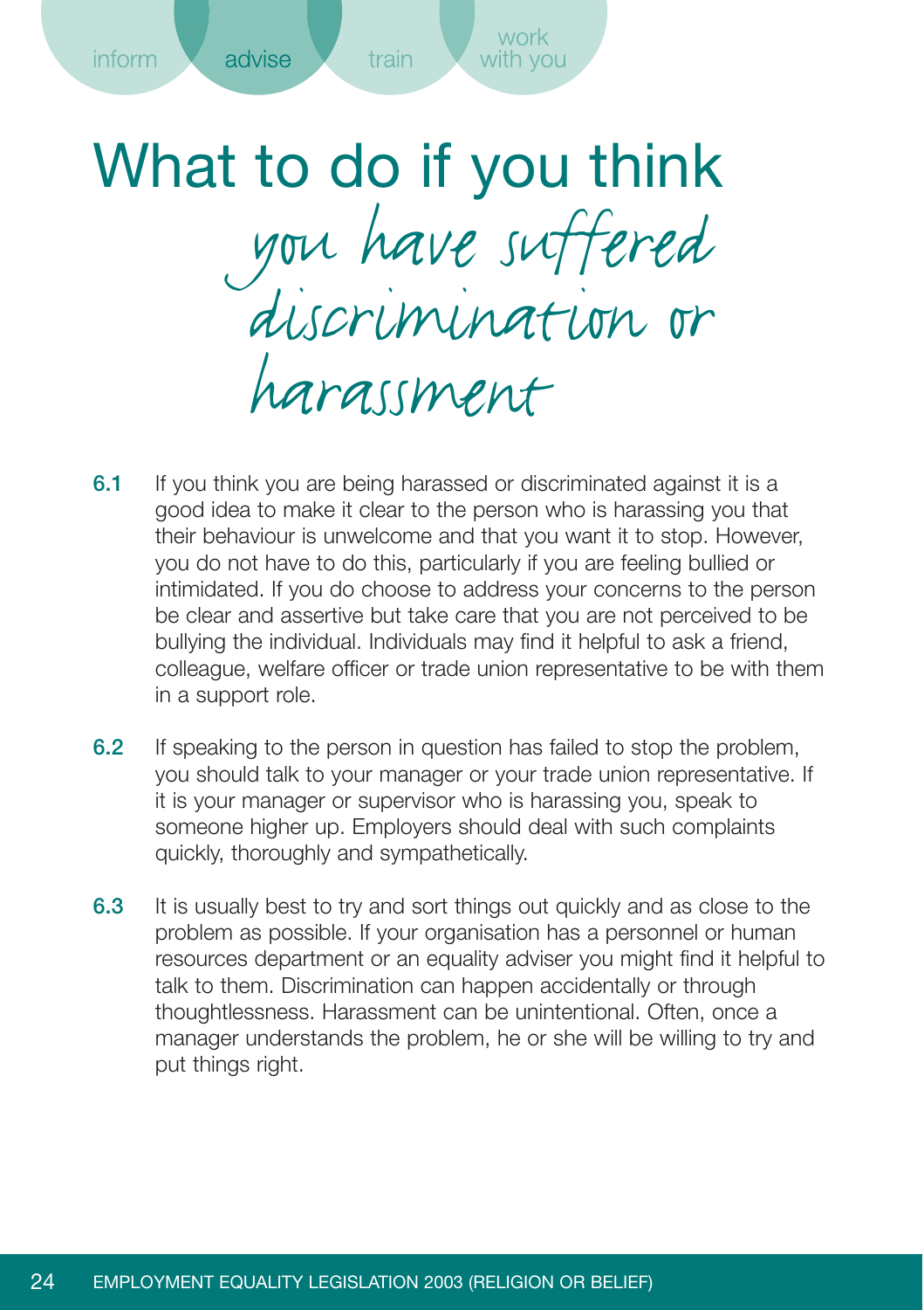# What to do if you think *you have suffered discrimination or harassment*

**6.1** If you think you are being harassed or discriminated against it is a good idea to make it clear to the person who is harassing you that their behaviour is unwelcome and that you want it to stop. However, you do not have to do this, particularly if you are feeling bullied or intimidated. If you do choose to address your concerns to the person be clear and assertive but take care that you are not perceived to be bullying the individual. Individuals may find it helpful to ask a friend, colleague, welfare officer or trade union representative to be with them in a support role.

**6.2** If speaking to the person in question has failed to stop the problem, you should talk to your manager or your trade union representative. If it is your manager or supervisor who is harassing you, speak to someone higher up. Employers should deal with such complaints quickly, thoroughly and sympathetically.

**6.3** It is usually best to try and sort things out quickly and as close to the problem as possible. If your organisation has a personnel or human resources department or an equality adviser you might find it helpful to talk to them. Discrimination can happen accidentally or through thoughtlessness. Harassment can be unintentional. Often, once a manager understands the problem, he or she will be willing to try and put things right.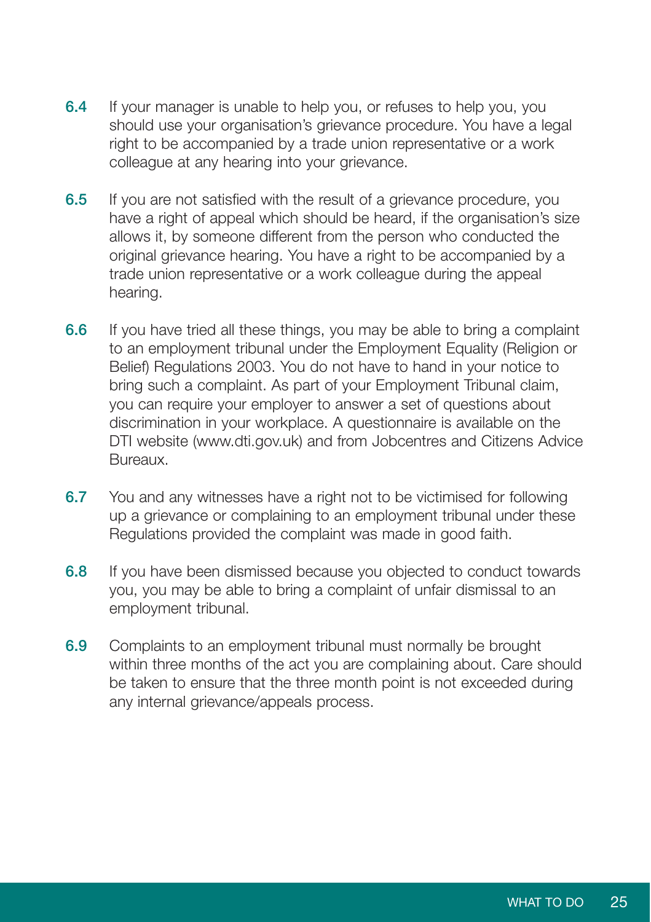**6.4** If your manager is unable to help you, or refuses to help you, you should use your organisation's grievance procedure. You have a legal right to be accompanied by a trade union representative or a work colleague at any hearing into your grievance.

**6.5** If you are not satisfied with the result of a grievance procedure, you have a right of appeal which should be heard, if the organisation's size allows it, by someone different from the person who conducted the original grievance hearing. You have a right to be accompanied by a trade union representative or a work colleague during the appeal hearing.

**6.6** If you have tried all these things, you may be able to bring a complaint to an employment tribunal under the Employment Equality (Religion or Belief) Regulations 2003. You do not have to hand in your notice to bring such a complaint. As part of your Employment Tribunal claim, you can require your employer to answer a set of questions about discrimination in your workplace. A questionnaire is available on the DTI website (www.dti.gov.uk) and from Jobcentres and Citizens Advice Bureaux.

**6.7** You and any witnesses have a right not to be victimised for following up a grievance or complaining to an employment tribunal under these Regulations provided the complaint was made in good faith.

**6.8** If you have been dismissed because you objected to conduct towards you, you may be able to bring a complaint of unfair dismissal to an employment tribunal.

**6.9** Complaints to an employment tribunal must normally be brought within three months of the act you are complaining about. Care should be taken to ensure that the three month point is not exceeded during any internal grievance/appeals process.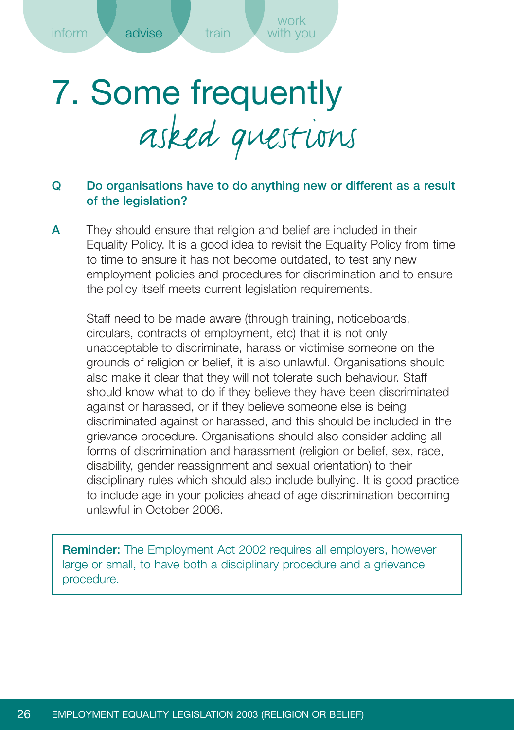# 7. Some frequently asked questions

**Q Do organisations have to do anything new or different as a result of the legislation?**

**A** They should ensure that religion and belief are included in their Equality Policy. It is a good idea to revisit the Equality Policy from time to time to ensure it has not become outdated, to test any new employment policies and procedures for discrimination and to ensure the policy itself meets current legislation requirements.

Staff need to be made aware (through training, noticeboards, circulars, contracts of employment, etc) that it is not only unacceptable to discriminate, harass or victimise someone on the grounds of religion or belief, it is also unlawful. Organisations should also make it clear that they will not tolerate such behaviour. Staff should know what to do if they believe they have been discriminated against or harassed, or if they believe someone else is being discriminated against or harassed, and this should be included in the grievance procedure. Organisations should also consider adding all forms of discrimination and harassment (religion or belief, sex, race, disability, gender reassignment and sexual orientation) to their disciplinary rules which should also include bullying. It is good practice to include age in your policies ahead of age discrimination becoming unlawful in October 2006.

**Reminder:** The Employment Act 2002 requires all employers, however large or small, to have both a disciplinary procedure and a grievance procedure.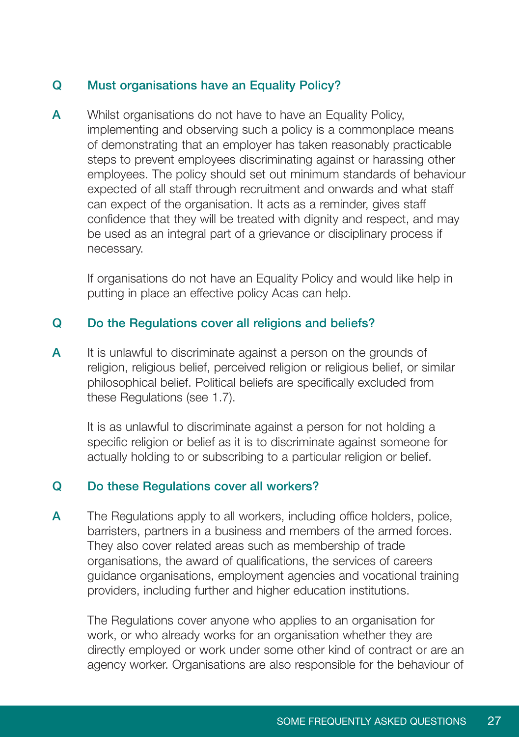**Q Must organisations have an Equality Policy?**

**A** Whilst organisations do not have to have an Equality Policy, implementing and observing such a policy is a commonplace means of demonstrating that an employer has taken reasonably practicable steps to prevent employees discriminating against or harassing other employees. The policy should set out minimum standards of behaviour expected of all staff through recruitment and onwards and what staff can expect of the organisation. It acts as a reminder, gives staff confidence that they will be treated with dignity and respect, and may be used as an integral part of a grievance or disciplinary process if necessary.

If organisations do not have an Equality Policy and would like help in putting in place an effective policy Acas can help.

**Q Do the Regulations cover all religions and beliefs?**

**A** It is unlawful to discriminate against a person on the grounds of religion, religious belief, perceived religion or religious belief, or similar philosophical belief. Political beliefs are specifically excluded from these Regulations (see 1.7).

It is as unlawful to discriminate against a person for not holding a specific religion or belief as it is to discriminate against someone for actually holding to or subscribing to a particular religion or belief.

**Q Do these Regulations cover all workers?**

**A** The Regulations apply to all workers, including office holders, police, barristers, partners in a business and members of the armed forces. They also cover related areas such as membership of trade organisations, the award of qualifications, the services of careers guidance organisations, employment agencies and vocational training providers, including further and higher education institutions.

The Regulations cover anyone who applies to an organisation for work, or who already works for an organisation whether they are directly employed or work under some other kind of contract or are an agency worker. Organisations are also responsible for the behaviour of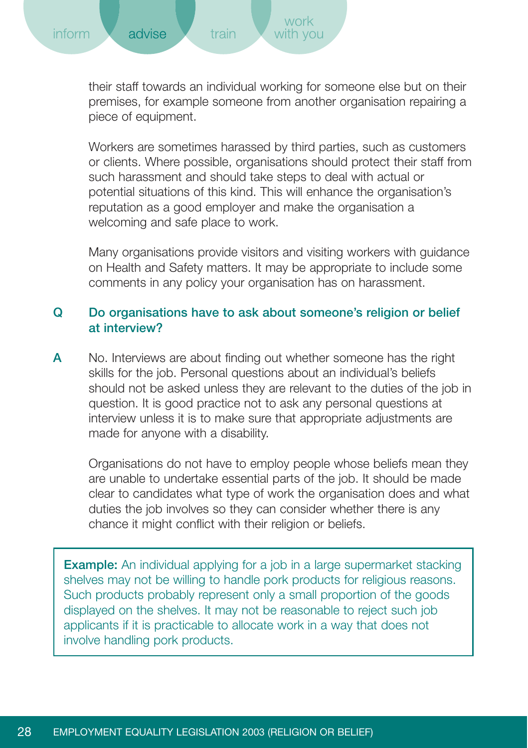their staff towards an individual working for someone else but on their premises, for example someone from another organisation repairing a piece of equipment.

Workers are sometimes harassed by third parties, such as customers or clients. Where possible, organisations should protect their staff from such harassment and should take steps to deal with actual or potential situations of this kind. This will enhance the organisation's reputation as a good employer and make the organisation a welcoming and safe place to work.

Many organisations provide visitors and visiting workers with guidance on Health and Safety matters. It may be appropriate to include some comments in any policy your organisation has on harassment.

**Q** **Do organisations have to ask about someone's religion or belief at interview?**

**A** No. Interviews are about finding out whether someone has the right skills for the job. Personal questions about an individual's beliefs should not be asked unless they are relevant to the duties of the job in question. It is good practice not to ask any personal questions at interview unless it is to make sure that appropriate adjustments are made for anyone with a disability.

Organisations do not have to employ people whose beliefs mean they are unable to undertake essential parts of the job. It should be made clear to candidates what type of work the organisation does and what duties the job involves so they can consider whether there is any chance it might conflict with their religion or beliefs.

> **Example:** An individual applying for a job in a large supermarket stacking shelves may not be willing to handle pork products for religious reasons. Such products probably represent only a small proportion of the goods displayed on the shelves. It may not be reasonable to reject such job applicants if it is practicable to allocate work in a way that does not involve handling pork products.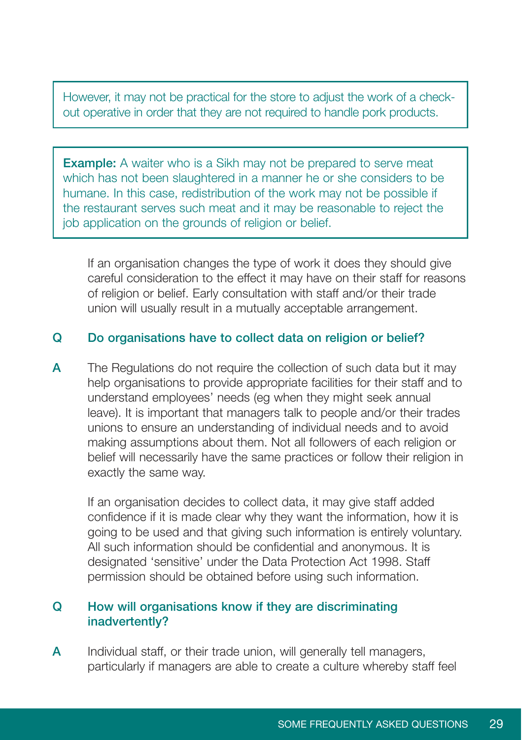However, it may not be practical for the store to adjust the work of a check-out operative in order that they are not required to handle pork products.

**Example:** A waiter who is a Sikh may not be prepared to serve meat which has not been slaughtered in a manner he or she considers to be humane. In this case, redistribution of the work may not be possible if the restaurant serves such meat and it may be reasonable to reject the job application on the grounds of religion or belief.

If an organisation changes the type of work it does they should give careful consideration to the effect it may have on their staff for reasons of religion or belief. Early consultation with staff and/or their trade union will usually result in a mutually acceptable arrangement.

**Q Do organisations have to collect data on religion or belief?**

**A** The Regulations do not require the collection of such data but it may help organisations to provide appropriate facilities for their staff and to understand employees' needs (eg when they might seek annual leave). It is important that managers talk to people and/or their trades unions to ensure an understanding of individual needs and to avoid making assumptions about them. Not all followers of each religion or belief will necessarily have the same practices or follow their religion in exactly the same way.

If an organisation decides to collect data, it may give staff added confidence if it is made clear why they want the information, how it is going to be used and that giving such information is entirely voluntary. All such information should be confidential and anonymous. It is designated 'sensitive' under the Data Protection Act 1998. Staff permission should be obtained before using such information.

**Q How will organisations know if they are discriminating inadvertently?**

**A** Individual staff, or their trade union, will generally tell managers, particularly if managers are able to create a culture whereby staff feel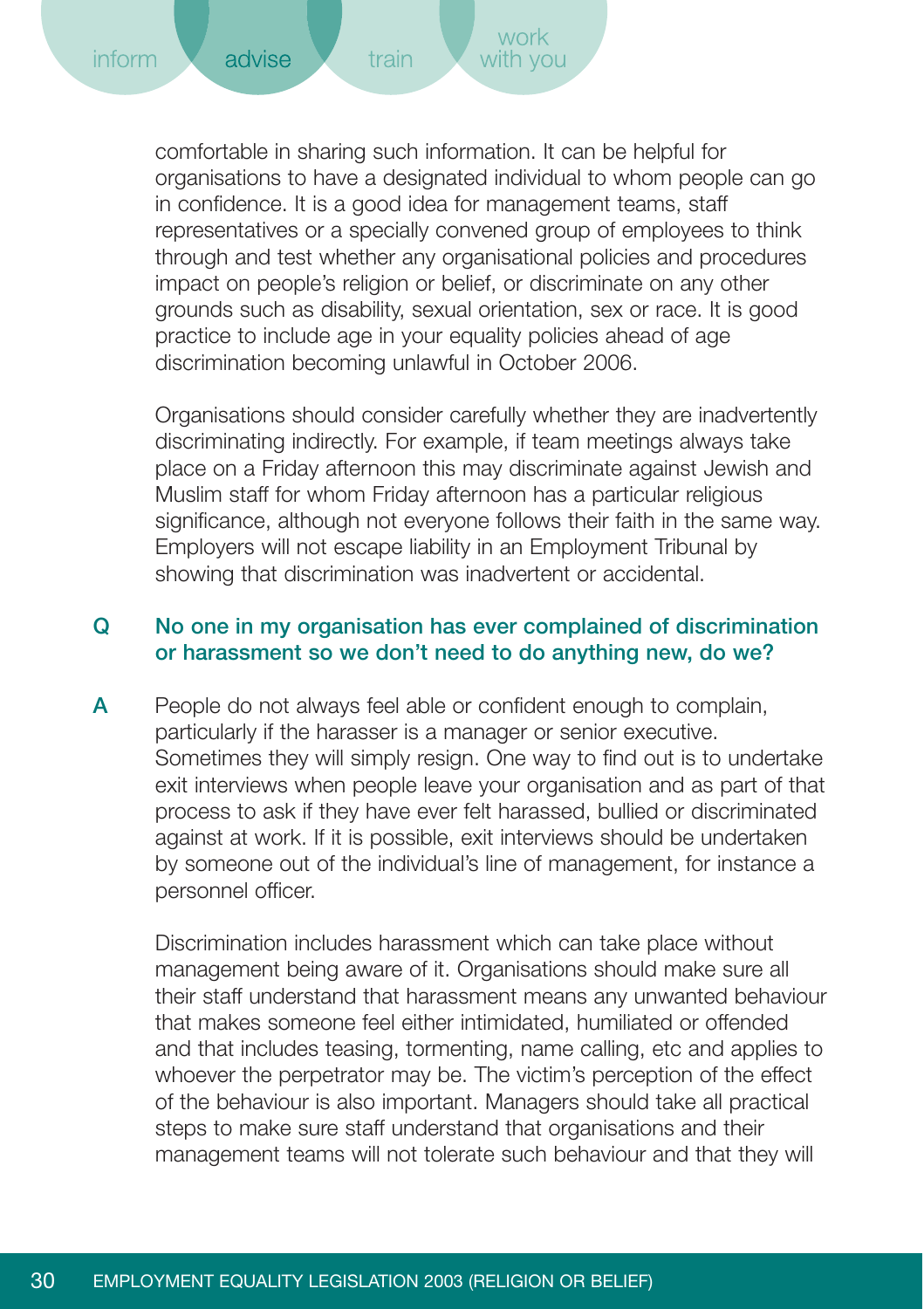comfortable in sharing such information. It can be helpful for organisations to have a designated individual to whom people can go in confidence. It is a good idea for management teams, staff representatives or a specially convened group of employees to think through and test whether any organisational policies and procedures impact on people's religion or belief, or discriminate on any other grounds such as disability, sexual orientation, sex or race. It is good practice to include age in your equality policies ahead of age discrimination becoming unlawful in October 2006.

Organisations should consider carefully whether they are inadvertently discriminating indirectly. For example, if team meetings always take place on a Friday afternoon this may discriminate against Jewish and Muslim staff for whom Friday afternoon has a particular religious significance, although not everyone follows their faith in the same way. Employers will not escape liability in an Employment Tribunal by showing that discrimination was inadvertent or accidental.

**Q No one in my organisation has ever complained of discrimination or harassment so we don't need to do anything new, do we?**

**A** People do not always feel able or confident enough to complain, particularly if the harasser is a manager or senior executive. Sometimes they will simply resign. One way to find out is to undertake exit interviews when people leave your organisation and as part of that process to ask if they have ever felt harassed, bullied or discriminated against at work. If it is possible, exit interviews should be undertaken by someone out of the individual's line of management, for instance a personnel officer.

Discrimination includes harassment which can take place without management being aware of it. Organisations should make sure all their staff understand that harassment means any unwanted behaviour that makes someone feel either intimidated, humiliated or offended and that includes teasing, tormenting, name calling, etc and applies to whoever the perpetrator may be. The victim's perception of the effect of the behaviour is also important. Managers should take all practical steps to make sure staff understand that organisations and their management teams will not tolerate such behaviour and that they will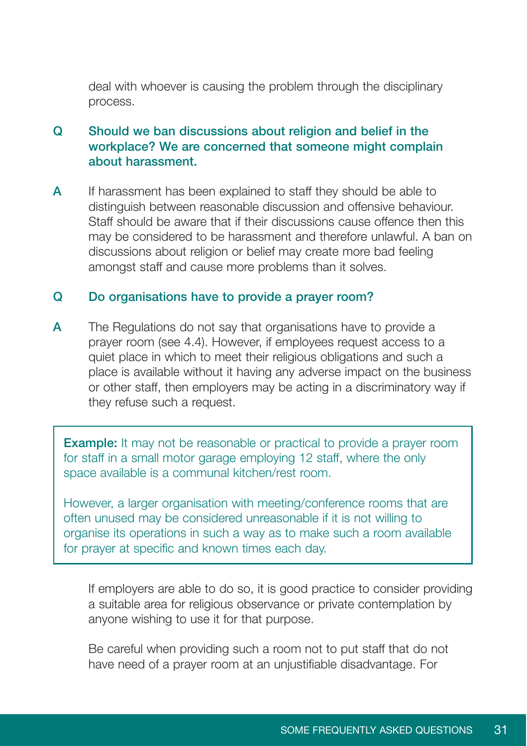deal with whoever is causing the problem through the disciplinary process.

**Q Should we ban discussions about religion and belief in the workplace? We are concerned that someone might complain about harassment.**

**A** If harassment has been explained to staff they should be able to distinguish between reasonable discussion and offensive behaviour. Staff should be aware that if their discussions cause offence then this may be considered to be harassment and therefore unlawful. A ban on discussions about religion or belief may create more bad feeling amongst staff and cause more problems than it solves.

**Q Do organisations have to provide a prayer room?**

**A** The Regulations do not say that organisations have to provide a prayer room (see 4.4). However, if employees request access to a quiet place in which to meet their religious obligations and such a place is available without it having any adverse impact on the business or other staff, then employers may be acting in a discriminatory way if they refuse such a request.

> **Example:** It may not be reasonable or practical to provide a prayer room for staff in a small motor garage employing 12 staff, where the only space available is a communal kitchen/rest room.
>
> However, a larger organisation with meeting/conference rooms that are often unused may be considered unreasonable if it is not willing to organise its operations in such a way as to make such a room available for prayer at specific and known times each day.

If employers are able to do so, it is good practice to consider providing a suitable area for religious observance or private contemplation by anyone wishing to use it for that purpose.

Be careful when providing such a room not to put staff that do not have need of a prayer room at an unjustifiable disadvantage. For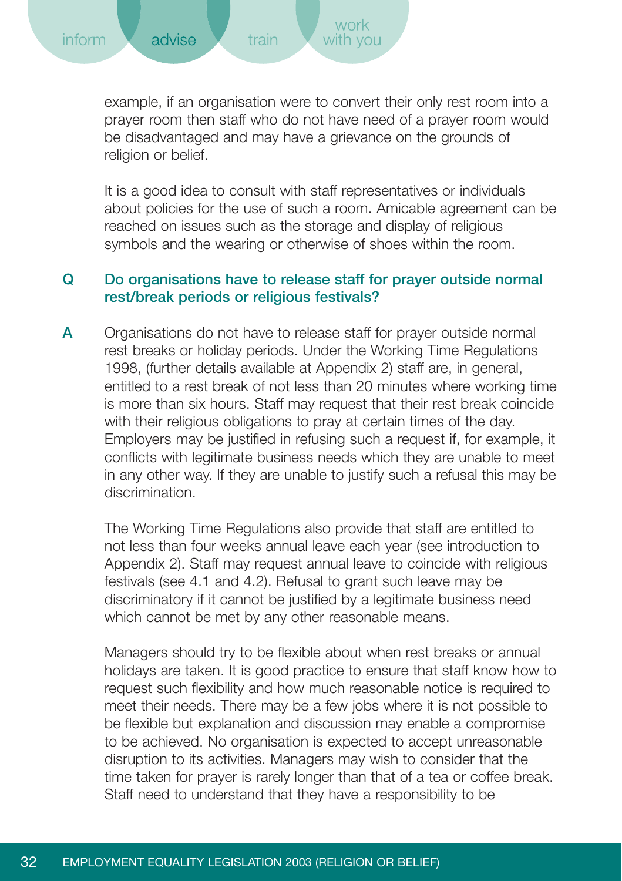example, if an organisation were to convert their only rest room into a prayer room then staff who do not have need of a prayer room would be disadvantaged and may have a grievance on the grounds of religion or belief.

It is a good idea to consult with staff representatives or individuals about policies for the use of such a room. Amicable agreement can be reached on issues such as the storage and display of religious symbols and the wearing or otherwise of shoes within the room.

**Q Do organisations have to release staff for prayer outside normal rest/break periods or religious festivals?**

**A** Organisations do not have to release staff for prayer outside normal rest breaks or holiday periods. Under the Working Time Regulations 1998, (further details available at Appendix 2) staff are, in general, entitled to a rest break of not less than 20 minutes where working time is more than six hours. Staff may request that their rest break coincide with their religious obligations to pray at certain times of the day. Employers may be justified in refusing such a request if, for example, it conflicts with legitimate business needs which they are unable to meet in any other way. If they are unable to justify such a refusal this may be discrimination.

The Working Time Regulations also provide that staff are entitled to not less than four weeks annual leave each year (see introduction to Appendix 2). Staff may request annual leave to coincide with religious festivals (see 4.1 and 4.2). Refusal to grant such leave may be discriminatory if it cannot be justified by a legitimate business need which cannot be met by any other reasonable means.

Managers should try to be flexible about when rest breaks or annual holidays are taken. It is good practice to ensure that staff know how to request such flexibility and how much reasonable notice is required to meet their needs. There may be a few jobs where it is not possible to be flexible but explanation and discussion may enable a compromise to be achieved. No organisation is expected to accept unreasonable disruption to its activities. Managers may wish to consider that the time taken for prayer is rarely longer than that of a tea or coffee break. Staff need to understand that they have a responsibility to be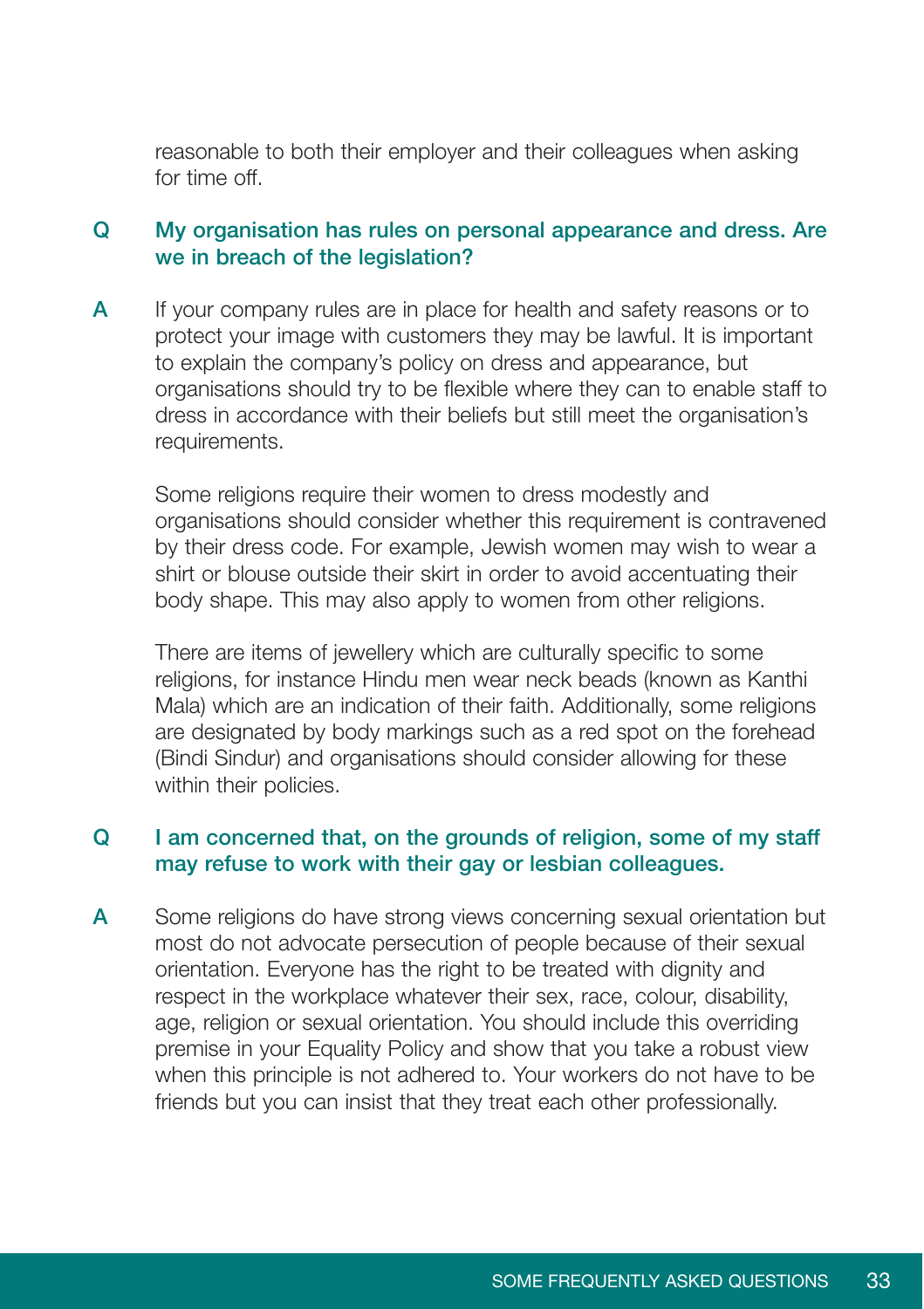reasonable to both their employer and their colleagues when asking for time off.

**Q My organisation has rules on personal appearance and dress. Are we in breach of the legislation?**

**A** If your company rules are in place for health and safety reasons or to protect your image with customers they may be lawful. It is important to explain the company's policy on dress and appearance, but organisations should try to be flexible where they can to enable staff to dress in accordance with their beliefs but still meet the organisation's requirements.

Some religions require their women to dress modestly and organisations should consider whether this requirement is contravened by their dress code. For example, Jewish women may wish to wear a shirt or blouse outside their skirt in order to avoid accentuating their body shape. This may also apply to women from other religions.

There are items of jewellery which are culturally specific to some religions, for instance Hindu men wear neck beads (known as Kanthi Mala) which are an indication of their faith. Additionally, some religions are designated by body markings such as a red spot on the forehead (Bindi Sindur) and organisations should consider allowing for these within their policies.

**Q I am concerned that, on the grounds of religion, some of my staff may refuse to work with their gay or lesbian colleagues.**

**A** Some religions do have strong views concerning sexual orientation but most do not advocate persecution of people because of their sexual orientation. Everyone has the right to be treated with dignity and respect in the workplace whatever their sex, race, colour, disability, age, religion or sexual orientation. You should include this overriding premise in your Equality Policy and show that you take a robust view when this principle is not adhered to. Your workers do not have to be friends but you can insist that they treat each other professionally.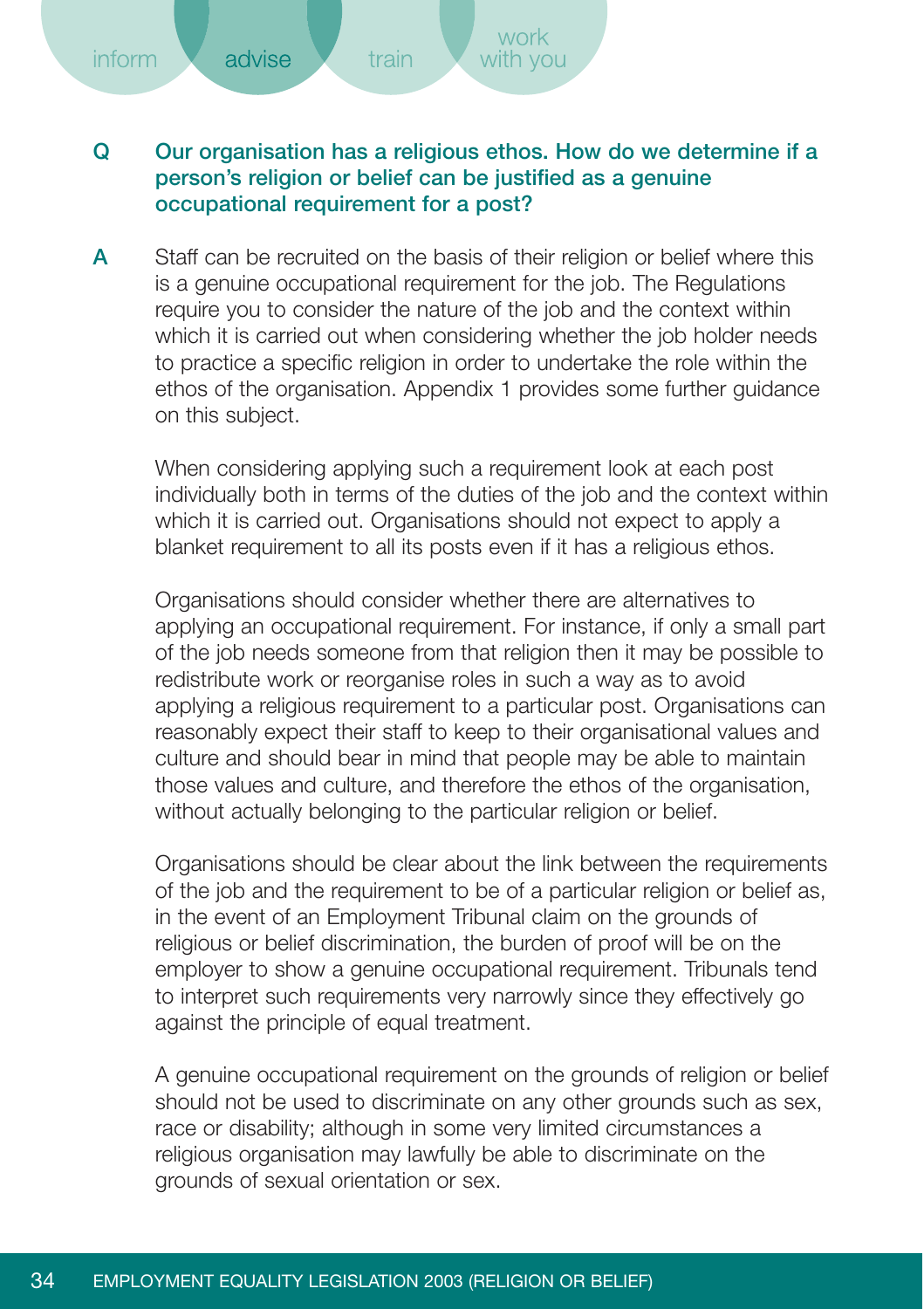**Q Our organisation has a religious ethos. How do we determine if a person's religion or belief can be justified as a genuine occupational requirement for a post?**

**A** Staff can be recruited on the basis of their religion or belief where this is a genuine occupational requirement for the job. The Regulations require you to consider the nature of the job and the context within which it is carried out when considering whether the job holder needs to practice a specific religion in order to undertake the role within the ethos of the organisation. Appendix 1 provides some further guidance on this subject.

When considering applying such a requirement look at each post individually both in terms of the duties of the job and the context within which it is carried out. Organisations should not expect to apply a blanket requirement to all its posts even if it has a religious ethos.

Organisations should consider whether there are alternatives to applying an occupational requirement. For instance, if only a small part of the job needs someone from that religion then it may be possible to redistribute work or reorganise roles in such a way as to avoid applying a religious requirement to a particular post. Organisations can reasonably expect their staff to keep to their organisational values and culture and should bear in mind that people may be able to maintain those values and culture, and therefore the ethos of the organisation, without actually belonging to the particular religion or belief.

Organisations should be clear about the link between the requirements of the job and the requirement to be of a particular religion or belief as, in the event of an Employment Tribunal claim on the grounds of religious or belief discrimination, the burden of proof will be on the employer to show a genuine occupational requirement. Tribunals tend to interpret such requirements very narrowly since they effectively go against the principle of equal treatment.

A genuine occupational requirement on the grounds of religion or belief should not be used to discriminate on any other grounds such as sex, race or disability; although in some very limited circumstances a religious organisation may lawfully be able to discriminate on the grounds of sexual orientation or sex.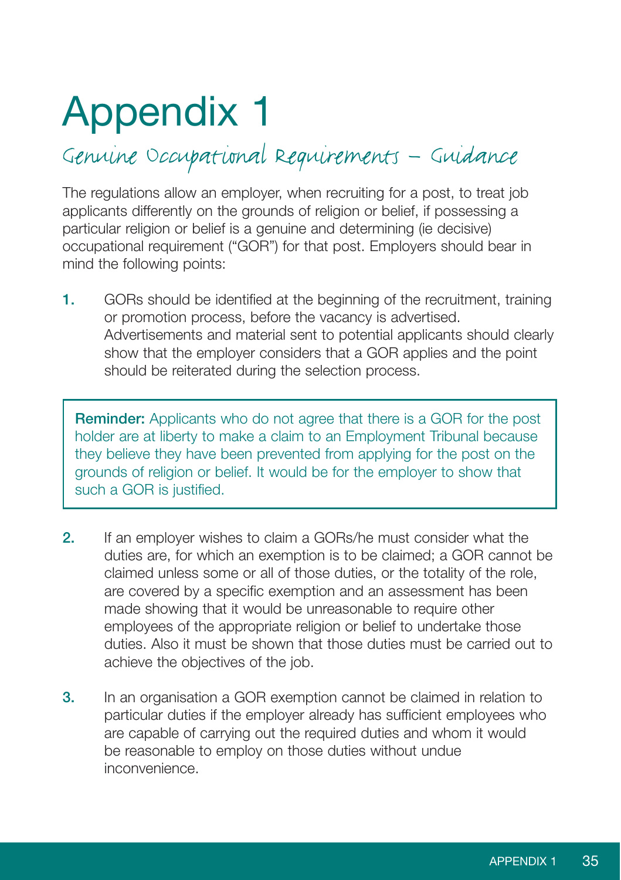# Appendix 1

## Genuine Occupational Requirements – Guidance

The regulations allow an employer, when recruiting for a post, to treat job applicants differently on the grounds of religion or belief, if possessing a particular religion or belief is a genuine and determining (ie decisive) occupational requirement ("GOR") for that post. Employers should bear in mind the following points:

**1.** GORs should be identified at the beginning of the recruitment, training or promotion process, before the vacancy is advertised. Advertisements and material sent to potential applicants should clearly show that the employer considers that a GOR applies and the point should be reiterated during the selection process.

> **Reminder:** Applicants who do not agree that there is a GOR for the post holder are at liberty to make a claim to an Employment Tribunal because they believe they have been prevented from applying for the post on the grounds of religion or belief. It would be for the employer to show that such a GOR is justified.

**2.** If an employer wishes to claim a GORs/he must consider what the duties are, for which an exemption is to be claimed; a GOR cannot be claimed unless some or all of those duties, or the totality of the role, are covered by a specific exemption and an assessment has been made showing that it would be unreasonable to require other employees of the appropriate religion or belief to undertake those duties. Also it must be shown that those duties must be carried out to achieve the objectives of the job.

**3.** In an organisation a GOR exemption cannot be claimed in relation to particular duties if the employer already has sufficient employees who are capable of carrying out the required duties and whom it would be reasonable to employ on those duties without undue inconvenience.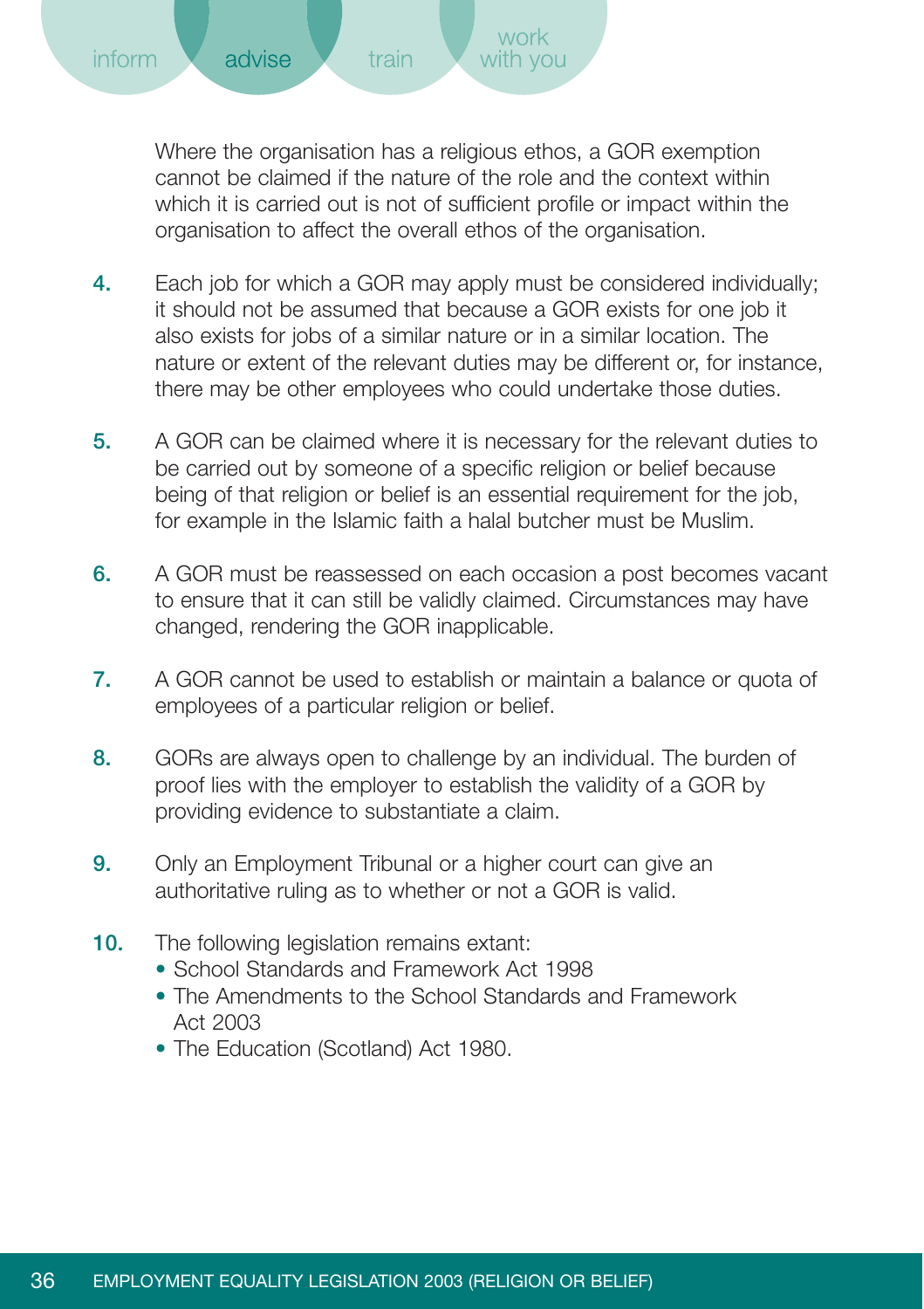Where the organisation has a religious ethos, a GOR exemption cannot be claimed if the nature of the role and the context within which it is carried out is not of sufficient profile or impact within the organisation to affect the overall ethos of the organisation.

4. Each job for which a GOR may apply must be considered individually; it should not be assumed that because a GOR exists for one job it also exists for jobs of a similar nature or in a similar location. The nature or extent of the relevant duties may be different or, for instance, there may be other employees who could undertake those duties.

5. A GOR can be claimed where it is necessary for the relevant duties to be carried out by someone of a specific religion or belief because being of that religion or belief is an essential requirement for the job, for example in the Islamic faith a halal butcher must be Muslim.

6. A GOR must be reassessed on each occasion a post becomes vacant to ensure that it can still be validly claimed. Circumstances may have changed, rendering the GOR inapplicable.

7. A GOR cannot be used to establish or maintain a balance or quota of employees of a particular religion or belief.

8. GORs are always open to challenge by an individual. The burden of proof lies with the employer to establish the validity of a GOR by providing evidence to substantiate a claim.

9. Only an Employment Tribunal or a higher court can give an authoritative ruling as to whether or not a GOR is valid.

10. The following legislation remains extant:
    - School Standards and Framework Act 1998
    - The Amendments to the School Standards and Framework Act 2003
    - The Education (Scotland) Act 1980.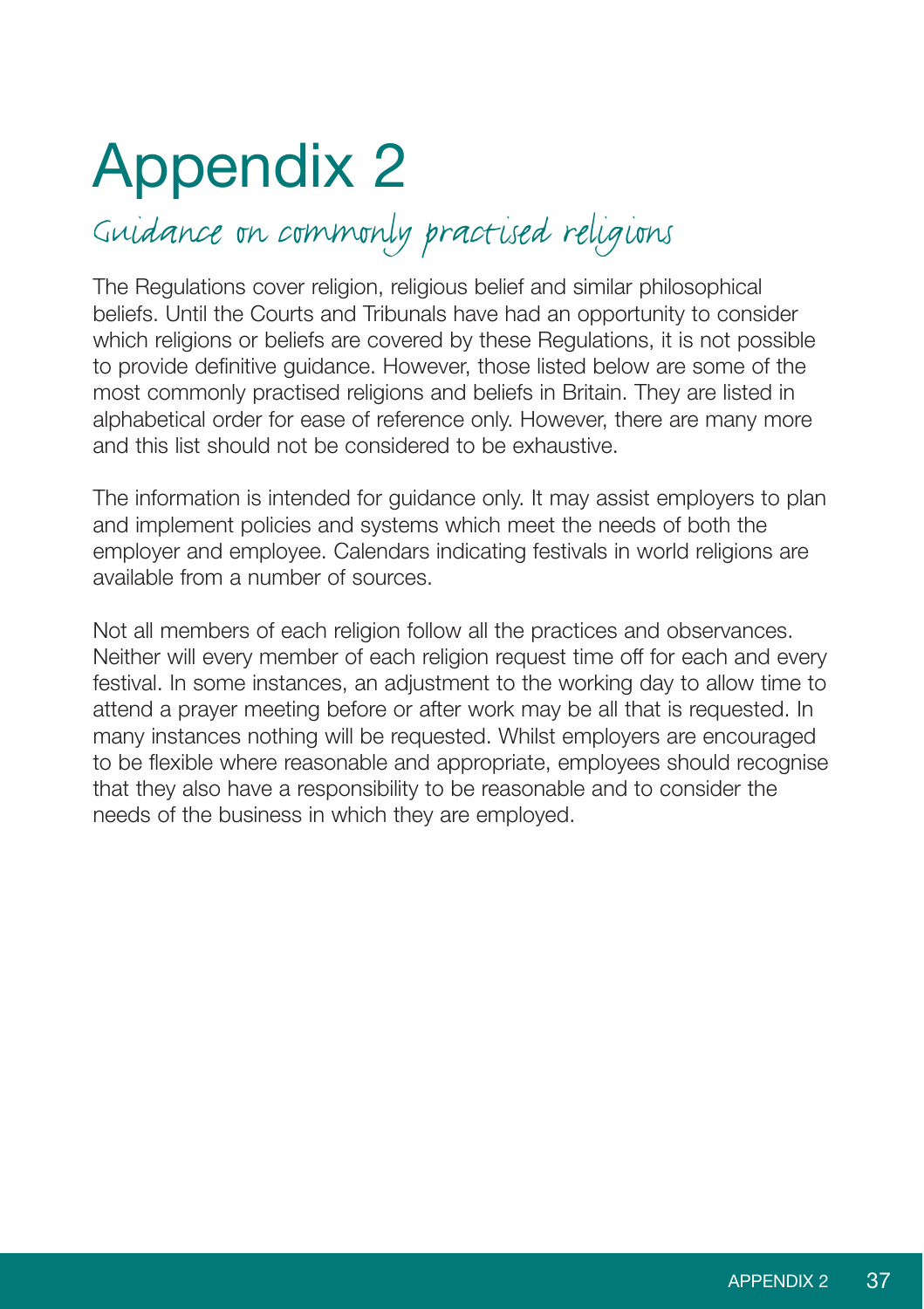# Appendix 2

## Guidance on commonly practised religions

The Regulations cover religion, religious belief and similar philosophical beliefs. Until the Courts and Tribunals have had an opportunity to consider which religions or beliefs are covered by these Regulations, it is not possible to provide definitive guidance. However, those listed below are some of the most commonly practised religions and beliefs in Britain. They are listed in alphabetical order for ease of reference only. However, there are many more and this list should not be considered to be exhaustive.

The information is intended for guidance only. It may assist employers to plan and implement policies and systems which meet the needs of both the employer and employee. Calendars indicating festivals in world religions are available from a number of sources.

Not all members of each religion follow all the practices and observances. Neither will every member of each religion request time off for each and every festival. In some instances, an adjustment to the working day to allow time to attend a prayer meeting before or after work may be all that is requested. In many instances nothing will be requested. Whilst employers are encouraged to be flexible where reasonable and appropriate, employees should recognise that they also have a responsibility to be reasonable and to consider the needs of the business in which they are employed.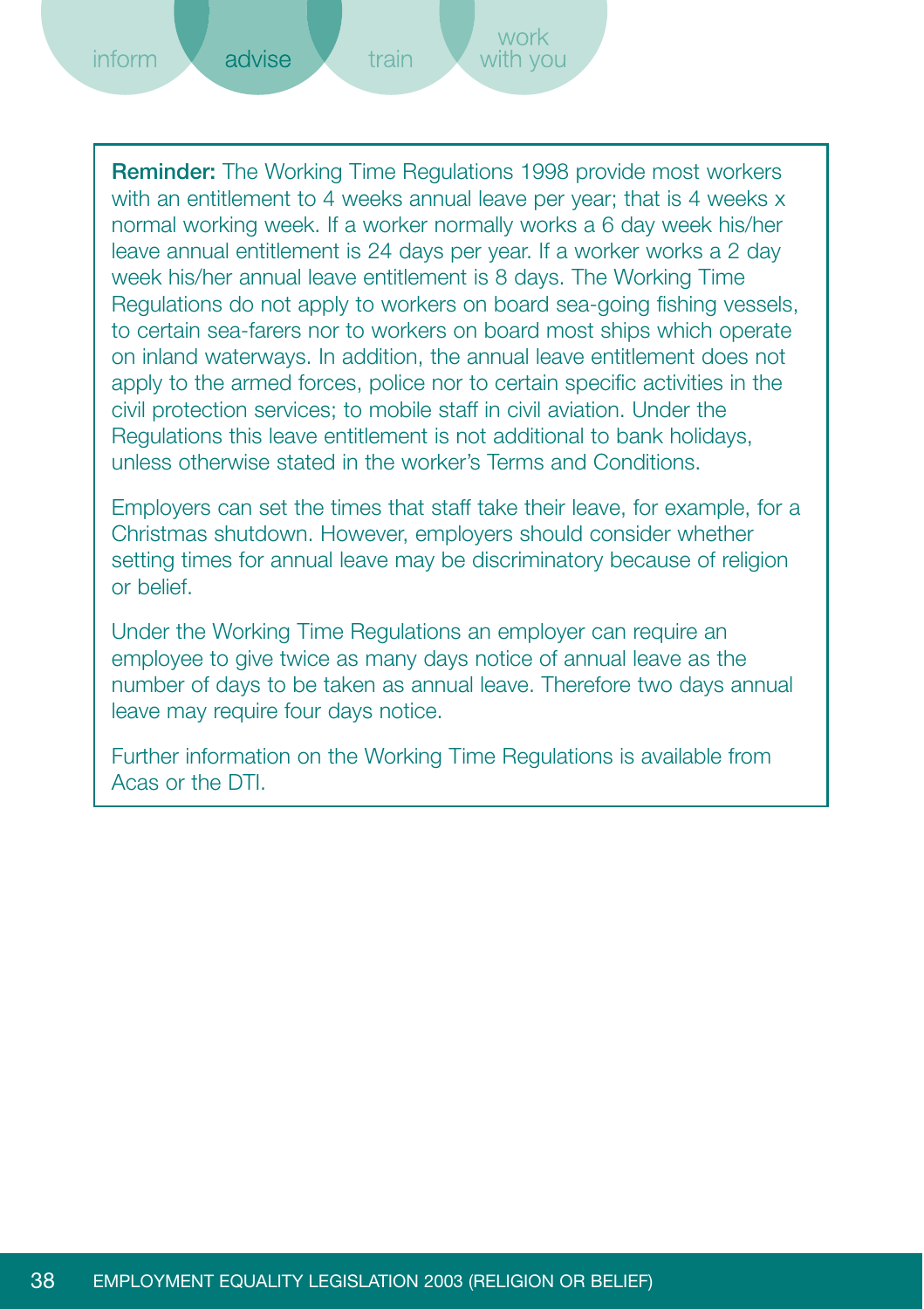**Reminder:** The Working Time Regulations 1998 provide most workers with an entitlement to 4 weeks annual leave per year; that is 4 weeks x normal working week. If a worker normally works a 6 day week his/her leave annual entitlement is 24 days per year. If a worker works a 2 day week his/her annual leave entitlement is 8 days. The Working Time Regulations do not apply to workers on board sea-going fishing vessels, to certain sea-farers nor to workers on board most ships which operate on inland waterways. In addition, the annual leave entitlement does not apply to the armed forces, police nor to certain specific activities in the civil protection services; to mobile staff in civil aviation. Under the Regulations this leave entitlement is not additional to bank holidays, unless otherwise stated in the worker's Terms and Conditions.

Employers can set the times that staff take their leave, for example, for a Christmas shutdown. However, employers should consider whether setting times for annual leave may be discriminatory because of religion or belief.

Under the Working Time Regulations an employer can require an employee to give twice as many days notice of annual leave as the number of days to be taken as annual leave. Therefore two days annual leave may require four days notice.

Further information on the Working Time Regulations is available from Acas or the DTI.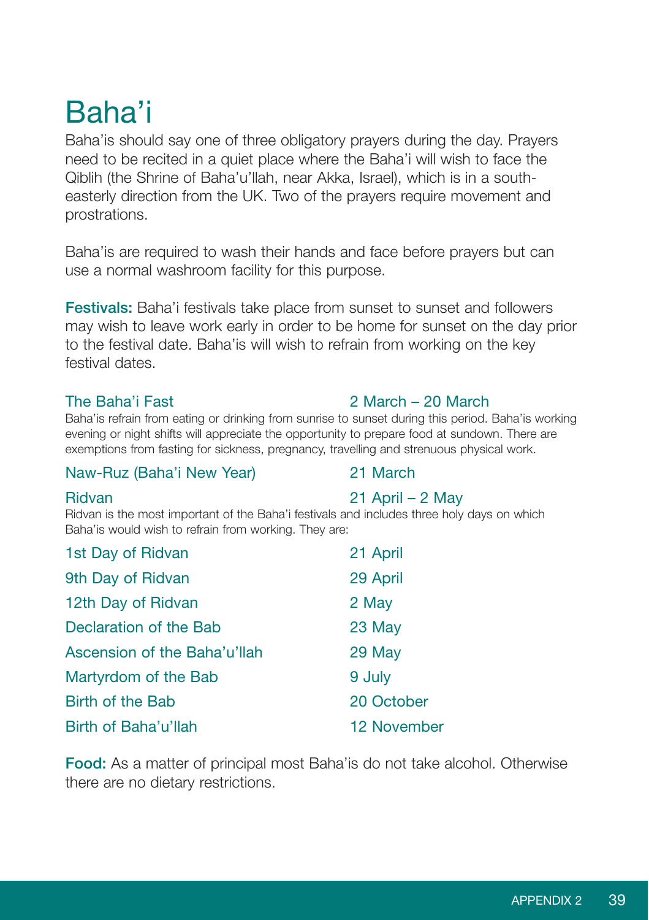# Baha'i

Baha'is should say one of three obligatory prayers during the day. Prayers need to be recited in a quiet place where the Baha'i will wish to face the Qiblih (the Shrine of Baha'u'llah, near Akka, Israel), which is in a south-easterly direction from the UK. Two of the prayers require movement and prostrations.

Baha'is are required to wash their hands and face before prayers but can use a normal washroom facility for this purpose.

**Festivals:** Baha'i festivals take place from sunset to sunset and followers may wish to leave work early in order to be home for sunset on the day prior to the festival date. Baha'is will wish to refrain from working on the key festival dates.

| | |
|---|---|
| The Baha'i Fast | 2 March – 20 March |

Baha'is refrain from eating or drinking from sunrise to sunset during this period. Baha'is working evening or night shifts will appreciate the opportunity to prepare food at sundown. There are exemptions from fasting for sickness, pregnancy, travelling and strenuous physical work.

| | |
|---|---|
| Naw-Ruz (Baha'i New Year) | 21 March |
| Ridvan | 21 April – 2 May |

Ridvan is the most important of the Baha'i festivals and includes three holy days on which Baha'is would wish to refrain from working. They are:

| | |
|---|---|
| 1st Day of Ridvan | 21 April |
| 9th Day of Ridvan | 29 April |
| 12th Day of Ridvan | 2 May |
| Declaration of the Bab | 23 May |
| Ascension of the Baha'u'llah | 29 May |
| Martyrdom of the Bab | 9 July |
| Birth of the Bab | 20 October |
| Birth of Baha'u'llah | 12 November |

**Food:** As a matter of principal most Baha'is do not take alcohol. Otherwise there are no dietary restrictions.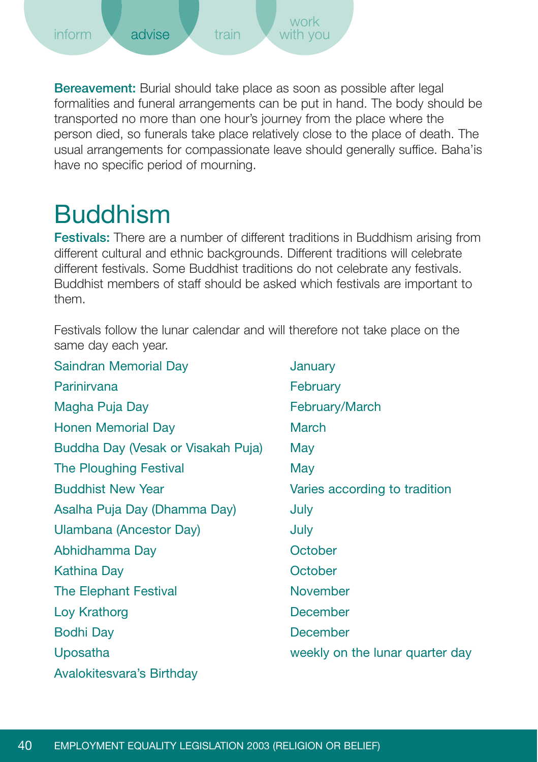**Bereavement:** Burial should take place as soon as possible after legal formalities and funeral arrangements can be put in hand. The body should be transported no more than one hour's journey from the place where the person died, so funerals take place relatively close to the place of death. The usual arrangements for compassionate leave should generally suffice. Baha'is have no specific period of mourning.

# Buddhism

**Festivals:** There are a number of different traditions in Buddhism arising from different cultural and ethnic backgrounds. Different traditions will celebrate different festivals. Some Buddhist traditions do not celebrate any festivals. Buddhist members of staff should be asked which festivals are important to them.

Festivals follow the lunar calendar and will therefore not take place on the same day each year.

| | |
|---|---|
| Saindran Memorial Day | January |
| Parinirvana | February |
| Magha Puja Day | February/March |
| Honen Memorial Day | March |
| Buddha Day (Vesak or Visakah Puja) | May |
| The Ploughing Festival | May |
| Buddhist New Year | Varies according to tradition |
| Asalha Puja Day (Dhamma Day) | July |
| Ulambana (Ancestor Day) | July |
| Abhidhamma Day | October |
| Kathina Day | October |
| The Elephant Festival | November |
| Loy Krathorg | December |
| Bodhi Day | December |
| Uposatha | weekly on the lunar quarter day |
| Avalokitesvara's Birthday | |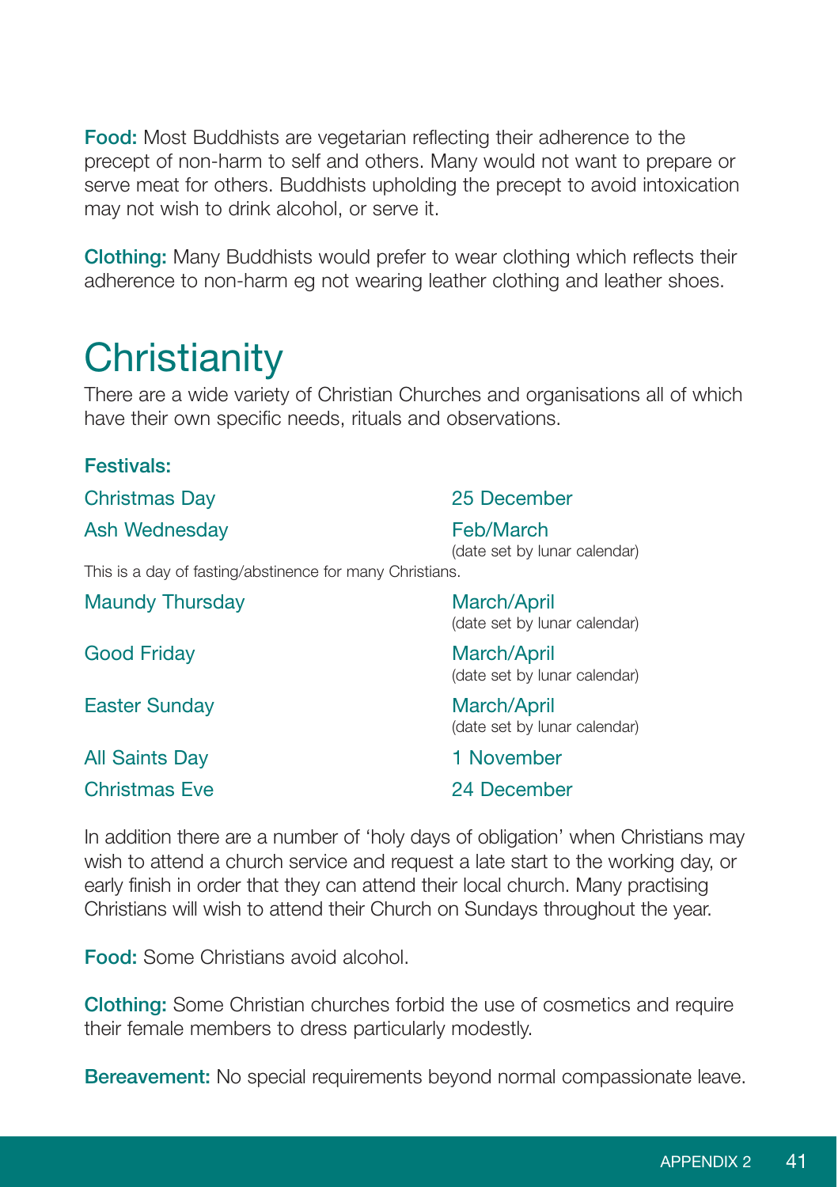**Food:** Most Buddhists are vegetarian reflecting their adherence to the precept of non-harm to self and others. Many would not want to prepare or serve meat for others. Buddhists upholding the precept to avoid intoxication may not wish to drink alcohol, or serve it.

**Clothing:** Many Buddhists would prefer to wear clothing which reflects their adherence to non-harm eg not wearing leather clothing and leather shoes.

# Christianity

There are a wide variety of Christian Churches and organisations all of which have their own specific needs, rituals and observations.

**Festivals:**

| | |
|---|---|
| Christmas Day | 25 December |
| Ash Wednesday | Feb/March (date set by lunar calendar) |

This is a day of fasting/abstinence for many Christians.

| | |
|---|---|
| Maundy Thursday | March/April (date set by lunar calendar) |
| Good Friday | March/April (date set by lunar calendar) |
| Easter Sunday | March/April (date set by lunar calendar) |
| All Saints Day | 1 November |
| Christmas Eve | 24 December |

In addition there are a number of 'holy days of obligation' when Christians may wish to attend a church service and request a late start to the working day, or early finish in order that they can attend their local church. Many practising Christians will wish to attend their Church on Sundays throughout the year.

**Food:** Some Christians avoid alcohol.

**Clothing:** Some Christian churches forbid the use of cosmetics and require their female members to dress particularly modestly.

**Bereavement:** No special requirements beyond normal compassionate leave.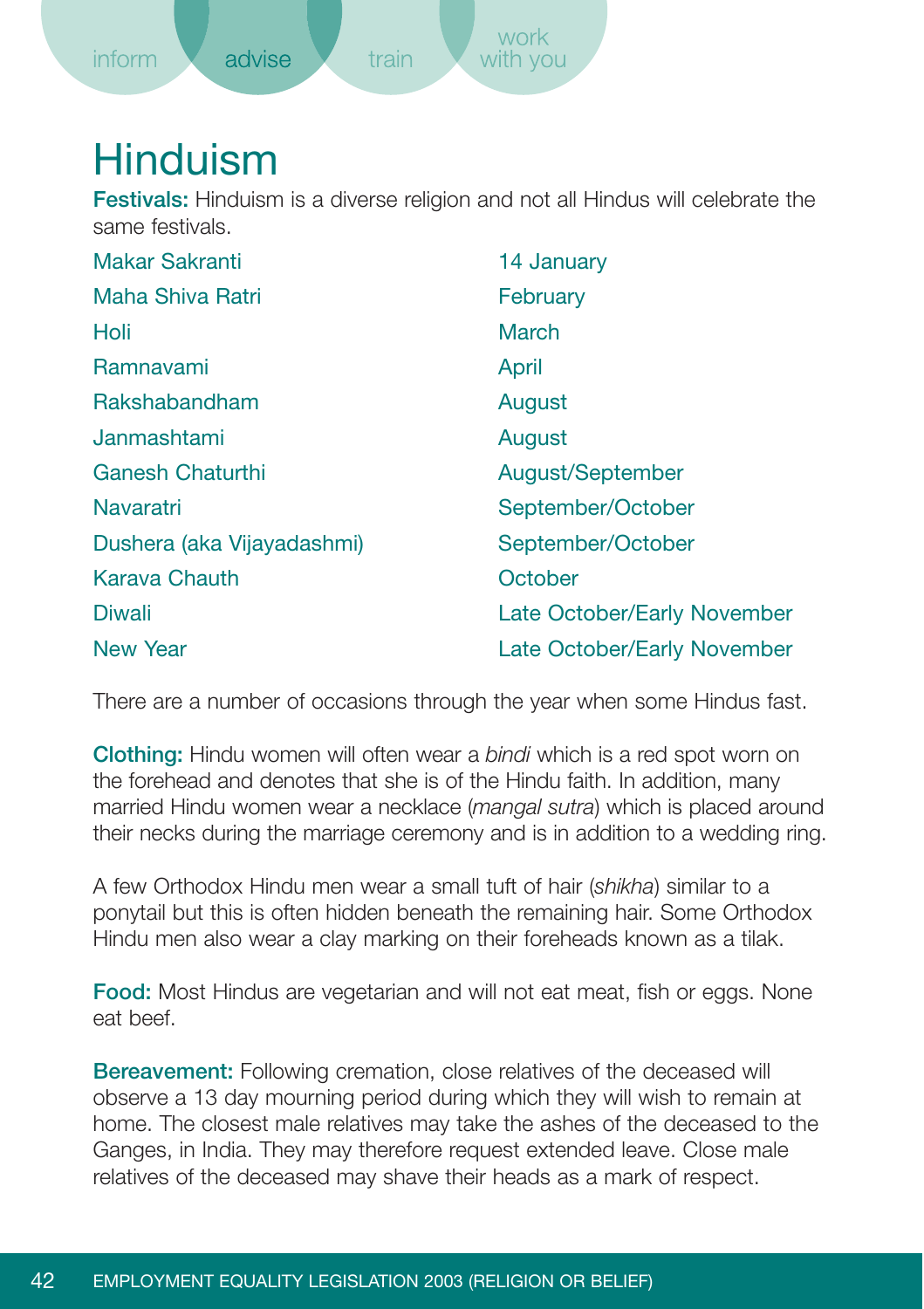# Hinduism

**Festivals:** Hinduism is a diverse religion and not all Hindus will celebrate the same festivals.

| Festival | Date |
| --- | --- |
| Makar Sakranti | 14 January |
| Maha Shiva Ratri | February |
| Holi | March |
| Ramnavami | April |
| Rakshabandham | August |
| Janmashtami | August |
| Ganesh Chaturthi | August/September |
| Navaratri | September/October |
| Dushera (aka Vijayadashmi) | September/October |
| Karava Chauth | October |
| Diwali | Late October/Early November |
| New Year | Late October/Early November |

There are a number of occasions through the year when some Hindus fast.

**Clothing:** Hindu women will often wear a *bindi* which is a red spot worn on the forehead and denotes that she is of the Hindu faith. In addition, many married Hindu women wear a necklace (*mangal sutra*) which is placed around their necks during the marriage ceremony and is in addition to a wedding ring.

A few Orthodox Hindu men wear a small tuft of hair (*shikha*) similar to a ponytail but this is often hidden beneath the remaining hair. Some Orthodox Hindu men also wear a clay marking on their foreheads known as a tilak.

**Food:** Most Hindus are vegetarian and will not eat meat, fish or eggs. None eat beef.

**Bereavement:** Following cremation, close relatives of the deceased will observe a 13 day mourning period during which they will wish to remain at home. The closest male relatives may take the ashes of the deceased to the Ganges, in India. They may therefore request extended leave. Close male relatives of the deceased may shave their heads as a mark of respect.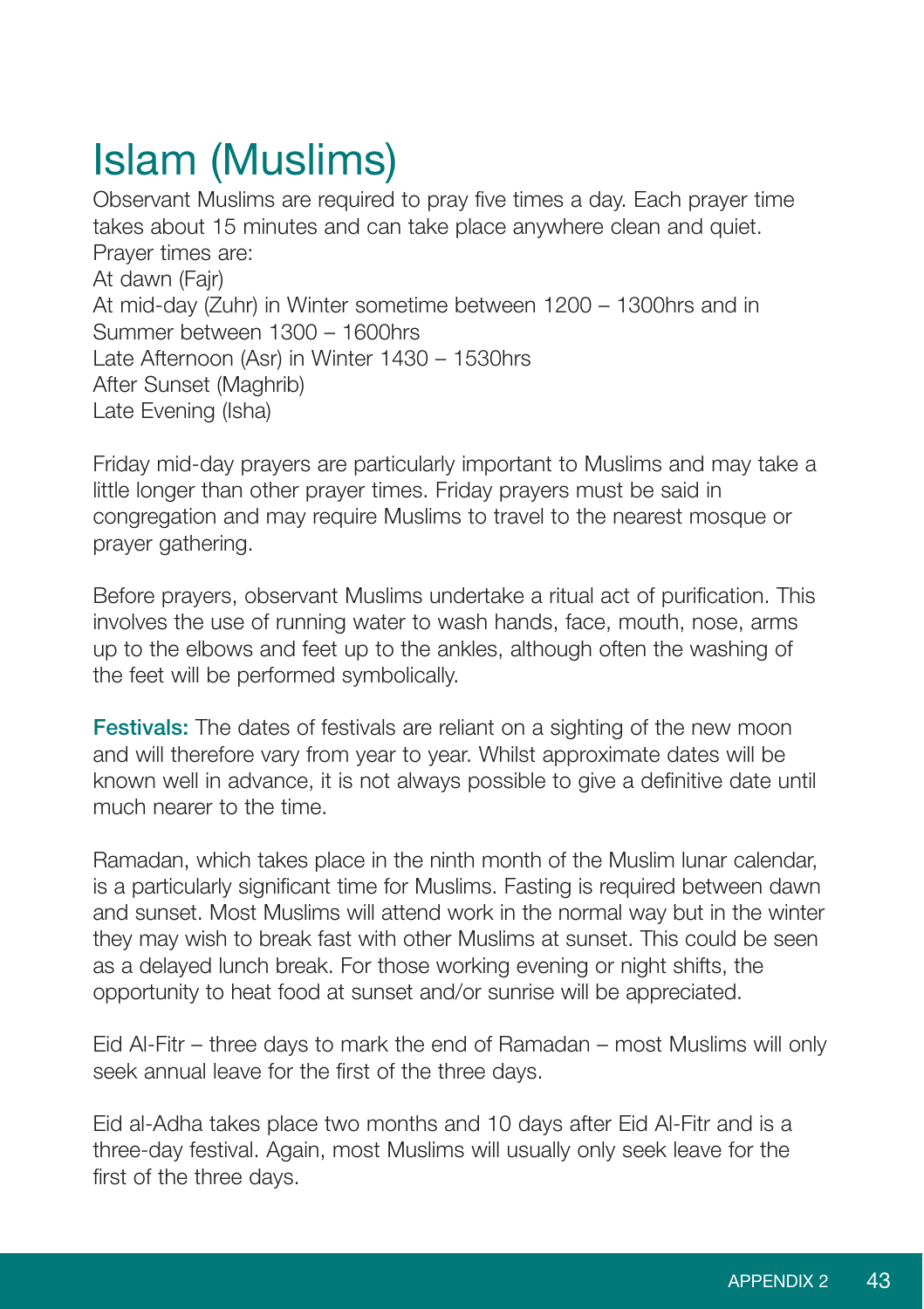# Islam (Muslims)

Observant Muslims are required to pray five times a day. Each prayer time takes about 15 minutes and can take place anywhere clean and quiet. Prayer times are:

At dawn (Fajr)

At mid-day (Zuhr) in Winter sometime between 1200 – 1300hrs and in Summer between 1300 – 1600hrs

Late Afternoon (Asr) in Winter 1430 – 1530hrs

After Sunset (Maghrib)

Late Evening (Isha)

Friday mid-day prayers are particularly important to Muslims and may take a little longer than other prayer times. Friday prayers must be said in congregation and may require Muslims to travel to the nearest mosque or prayer gathering.

Before prayers, observant Muslims undertake a ritual act of purification. This involves the use of running water to wash hands, face, mouth, nose, arms up to the elbows and feet up to the ankles, although often the washing of the feet will be performed symbolically.

**Festivals:** The dates of festivals are reliant on a sighting of the new moon and will therefore vary from year to year. Whilst approximate dates will be known well in advance, it is not always possible to give a definitive date until much nearer to the time.

Ramadan, which takes place in the ninth month of the Muslim lunar calendar, is a particularly significant time for Muslims. Fasting is required between dawn and sunset. Most Muslims will attend work in the normal way but in the winter they may wish to break fast with other Muslims at sunset. This could be seen as a delayed lunch break. For those working evening or night shifts, the opportunity to heat food at sunset and/or sunrise will be appreciated.

Eid Al-Fitr – three days to mark the end of Ramadan – most Muslims will only seek annual leave for the first of the three days.

Eid al-Adha takes place two months and 10 days after Eid Al-Fitr and is a three-day festival. Again, most Muslims will usually only seek leave for the first of the three days.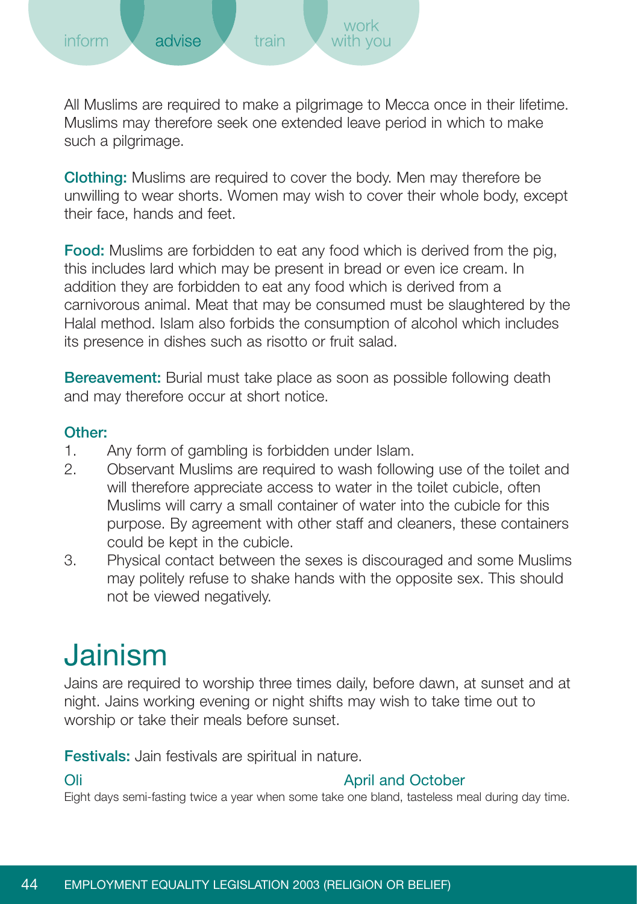All Muslims are required to make a pilgrimage to Mecca once in their lifetime. Muslims may therefore seek one extended leave period in which to make such a pilgrimage.

**Clothing:** Muslims are required to cover the body. Men may therefore be unwilling to wear shorts. Women may wish to cover their whole body, except their face, hands and feet.

**Food:** Muslims are forbidden to eat any food which is derived from the pig, this includes lard which may be present in bread or even ice cream. In addition they are forbidden to eat any food which is derived from a carnivorous animal. Meat that may be consumed must be slaughtered by the Halal method. Islam also forbids the consumption of alcohol which includes its presence in dishes such as risotto or fruit salad.

**Bereavement:** Burial must take place as soon as possible following death and may therefore occur at short notice.

**Other:**

1. Any form of gambling is forbidden under Islam.
2. Observant Muslims are required to wash following use of the toilet and will therefore appreciate access to water in the toilet cubicle, often Muslims will carry a small container of water into the cubicle for this purpose. By agreement with other staff and cleaners, these containers could be kept in the cubicle.
3. Physical contact between the sexes is discouraged and some Muslims may politely refuse to shake hands with the opposite sex. This should not be viewed negatively.

# Jainism

Jains are required to worship three times daily, before dawn, at sunset and at night. Jains working evening or night shifts may wish to take time out to worship or take their meals before sunset.

**Festivals:** Jain festivals are spiritual in nature.

**Oli** — **April and October**

Eight days semi-fasting twice a year when some take one bland, tasteless meal during day time.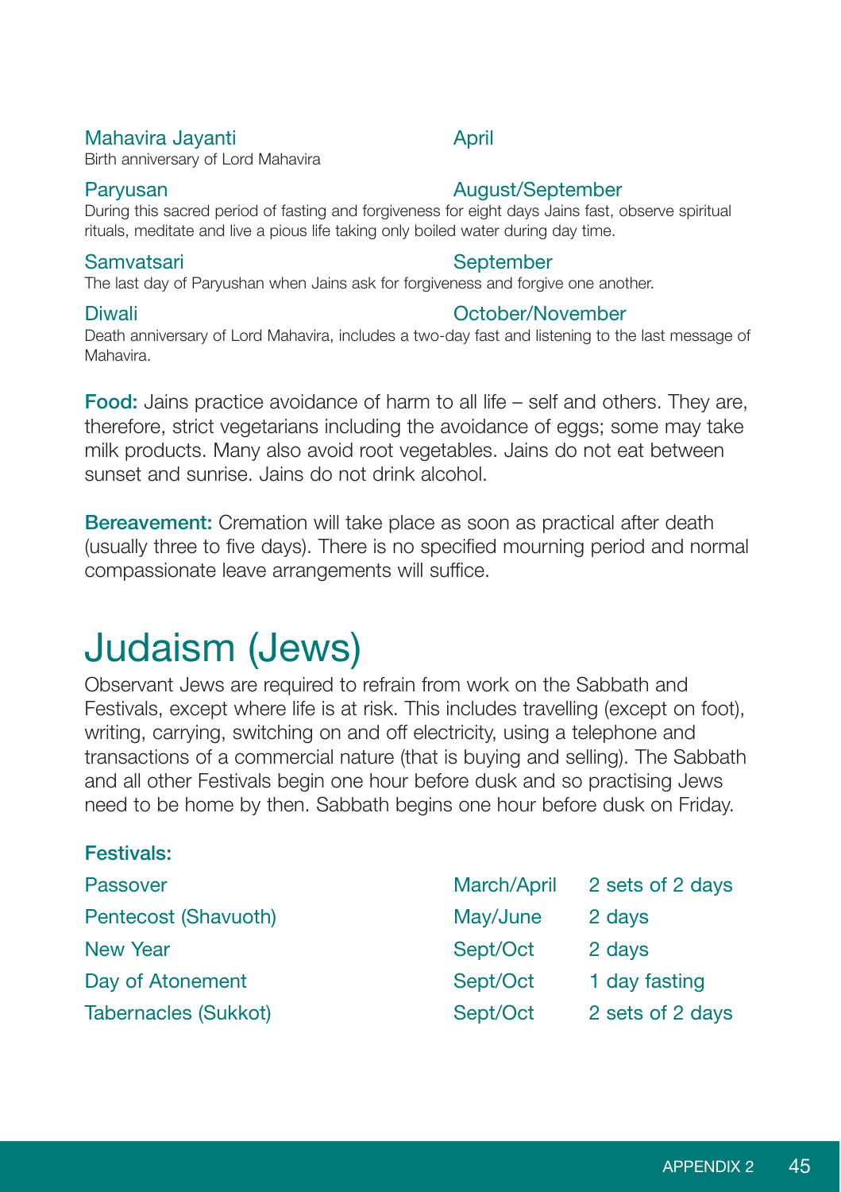**Mahavira Jayanti** — April

Birth anniversary of Lord Mahavira

**Paryusan** — August/September

During this sacred period of fasting and forgiveness for eight days Jains fast, observe spiritual rituals, meditate and live a pious life taking only boiled water during day time.

**Samvatsari** — September

The last day of Paryushan when Jains ask for forgiveness and forgive one another.

**Diwali** — October/November

Death anniversary of Lord Mahavira, includes a two-day fast and listening to the last message of Mahavira.

**Food:** Jains practice avoidance of harm to all life – self and others. They are, therefore, strict vegetarians including the avoidance of eggs; some may take milk products. Many also avoid root vegetables. Jains do not eat between sunset and sunrise. Jains do not drink alcohol.

**Bereavement:** Cremation will take place as soon as practical after death (usually three to five days). There is no specified mourning period and normal compassionate leave arrangements will suffice.

# Judaism (Jews)

Observant Jews are required to refrain from work on the Sabbath and Festivals, except where life is at risk. This includes travelling (except on foot), writing, carrying, switching on and off electricity, using a telephone and transactions of a commercial nature (that is buying and selling). The Sabbath and all other Festivals begin one hour before dusk and so practising Jews need to be home by then. Sabbath begins one hour before dusk on Friday.

**Festivals:**

| Festival | Month | Duration |
|---|---|---|
| Passover | March/April | 2 sets of 2 days |
| Pentecost (Shavuoth) | May/June | 2 days |
| New Year | Sept/Oct | 2 days |
| Day of Atonement | Sept/Oct | 1 day fasting |
| Tabernacles (Sukkot) | Sept/Oct | 2 sets of 2 days |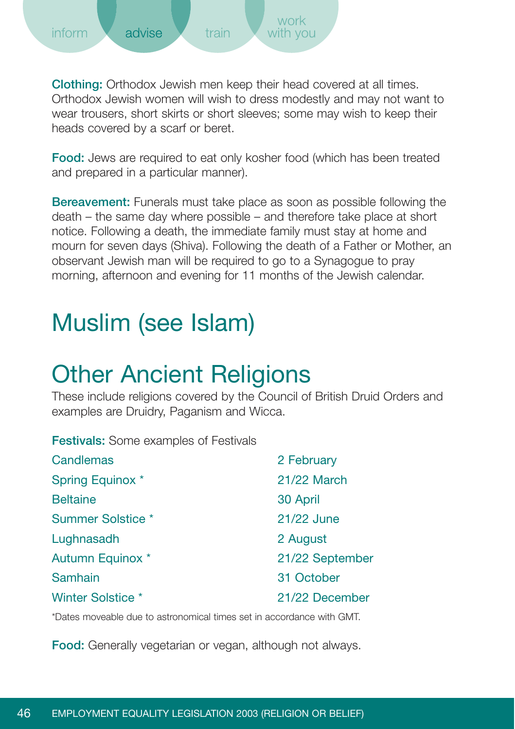**Clothing:** Orthodox Jewish men keep their head covered at all times. Orthodox Jewish women will wish to dress modestly and may not want to wear trousers, short skirts or short sleeves; some may wish to keep their heads covered by a scarf or beret.

**Food:** Jews are required to eat only kosher food (which has been treated and prepared in a particular manner).

**Bereavement:** Funerals must take place as soon as possible following the death – the same day where possible – and therefore take place at short notice. Following a death, the immediate family must stay at home and mourn for seven days (Shiva). Following the death of a Father or Mother, an observant Jewish man will be required to go to a Synagogue to pray morning, afternoon and evening for 11 months of the Jewish calendar.

# Muslim (see Islam)

# Other Ancient Religions

These include religions covered by the Council of British Druid Orders and examples are Druidry, Paganism and Wicca.

**Festivals:** Some examples of Festivals

| | |
|---|---|
| Candlemas | 2 February |
| Spring Equinox * | 21/22 March |
| Beltaine | 30 April |
| Summer Solstice * | 21/22 June |
| Lughnasadh | 2 August |
| Autumn Equinox * | 21/22 September |
| Samhain | 31 October |
| Winter Solstice * | 21/22 December |

*Dates moveable due to astronomical times set in accordance with GMT.

**Food:** Generally vegetarian or vegan, although not always.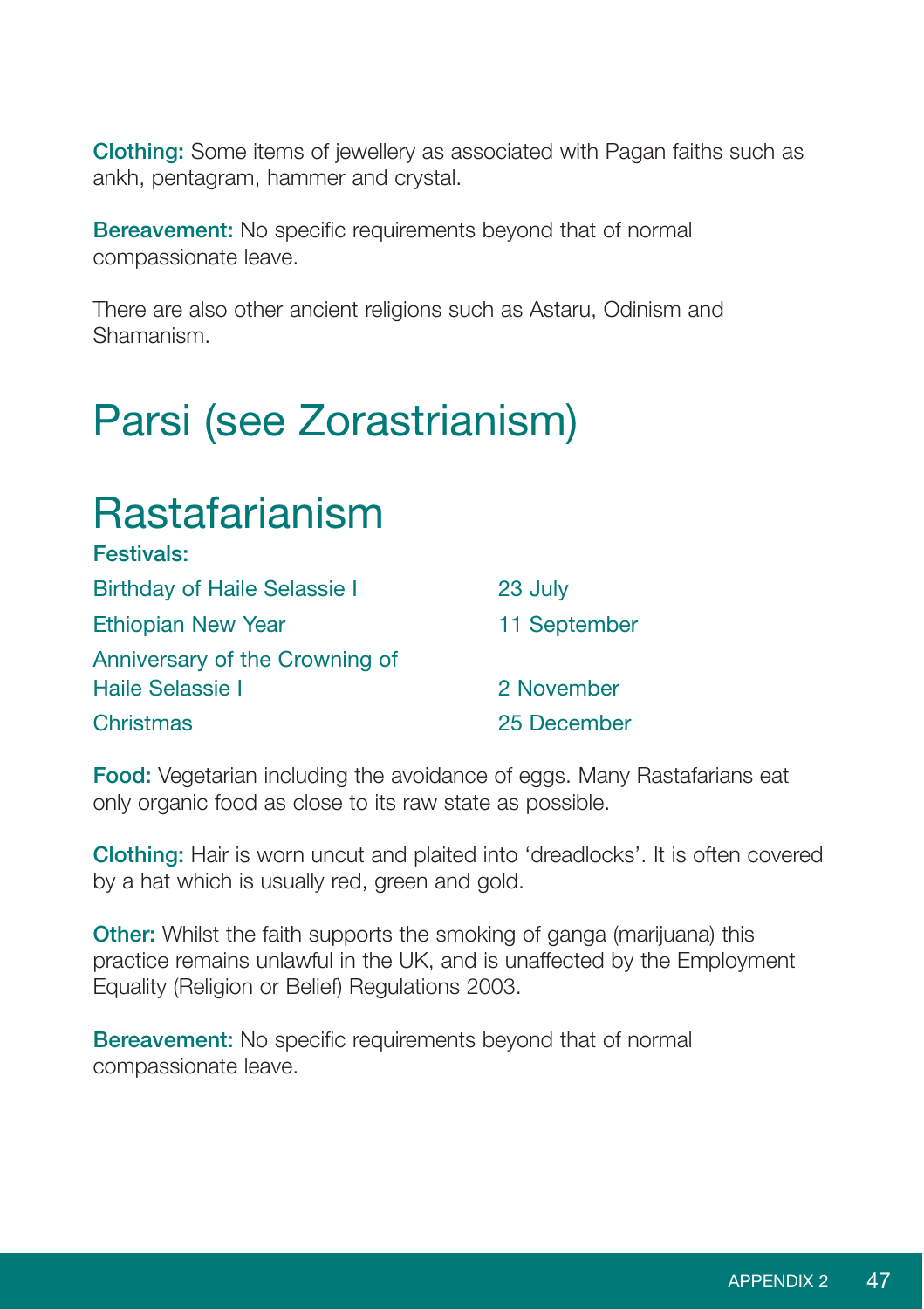**Clothing:** Some items of jewellery as associated with Pagan faiths such as ankh, pentagram, hammer and crystal.

**Bereavement:** No specific requirements beyond that of normal compassionate leave.

There are also other ancient religions such as Astaru, Odinism and Shamanism.

# Parsi (see Zorastrianism)

# Rastafarianism

**Festivals:**

| | |
|---|---|
| Birthday of Haile Selassie I | 23 July |
| Ethiopian New Year | 11 September |
| Anniversary of the Crowning of Haile Selassie I | 2 November |
| Christmas | 25 December |

**Food:** Vegetarian including the avoidance of eggs. Many Rastafarians eat only organic food as close to its raw state as possible.

**Clothing:** Hair is worn uncut and plaited into 'dreadlocks'. It is often covered by a hat which is usually red, green and gold.

**Other:** Whilst the faith supports the smoking of ganga (marijuana) this practice remains unlawful in the UK, and is unaffected by the Employment Equality (Religion or Belief) Regulations 2003.

**Bereavement:** No specific requirements beyond that of normal compassionate leave.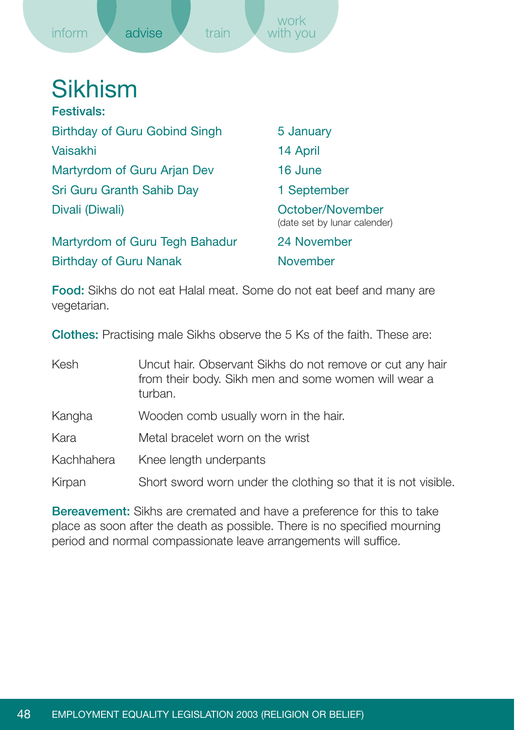# Sikhism

**Festivals:**

| | |
|---|---|
| Birthday of Guru Gobind Singh | 5 January |
| Vaisakhi | 14 April |
| Martyrdom of Guru Arjan Dev | 16 June |
| Sri Guru Granth Sahib Day | 1 September |
| Divali (Diwali) | October/November (date set by lunar calender) |
| Martyrdom of Guru Tegh Bahadur | 24 November |
| Birthday of Guru Nanak | November |

**Food:** Sikhs do not eat Halal meat. Some do not eat beef and many are vegetarian.

**Clothes:** Practising male Sikhs observe the 5 Ks of the faith. These are:

| | |
|---|---|
| Kesh | Uncut hair. Observant Sikhs do not remove or cut any hair from their body. Sikh men and some women will wear a turban. |
| Kangha | Wooden comb usually worn in the hair. |
| Kara | Metal bracelet worn on the wrist |
| Kachhahera | Knee length underpants |
| Kirpan | Short sword worn under the clothing so that it is not visible. |

**Bereavement:** Sikhs are cremated and have a preference for this to take place as soon after the death as possible. There is no specified mourning period and normal compassionate leave arrangements will suffice.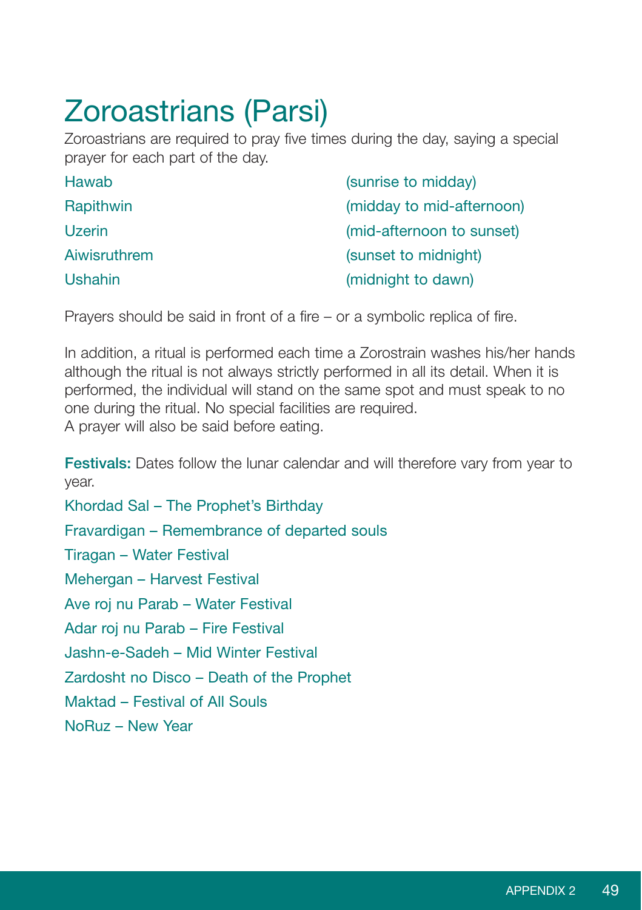# Zoroastrians (Parsi)

Zoroastrians are required to pray five times during the day, saying a special prayer for each part of the day.

| | |
|---|---|
| Hawab | (sunrise to midday) |
| Rapithwin | (midday to mid-afternoon) |
| Uzerin | (mid-afternoon to sunset) |
| Aiwisruthrem | (sunset to midnight) |
| Ushahin | (midnight to dawn) |

Prayers should be said in front of a fire – or a symbolic replica of fire.

In addition, a ritual is performed each time a Zorostrain washes his/her hands although the ritual is not always strictly performed in all its detail. When it is performed, the individual will stand on the same spot and must speak to no one during the ritual. No special facilities are required.
A prayer will also be said before eating.

**Festivals:** Dates follow the lunar calendar and will therefore vary from year to year.

Khordad Sal – The Prophet's Birthday

Fravardigan – Remembrance of departed souls

Tiragan – Water Festival

Mehergan – Harvest Festival

Ave roj nu Parab – Water Festival

Adar roj nu Parab – Fire Festival

Jashn-e-Sadeh – Mid Winter Festival

Zardosht no Disco – Death of the Prophet

Maktad – Festival of All Souls

NoRuz – New Year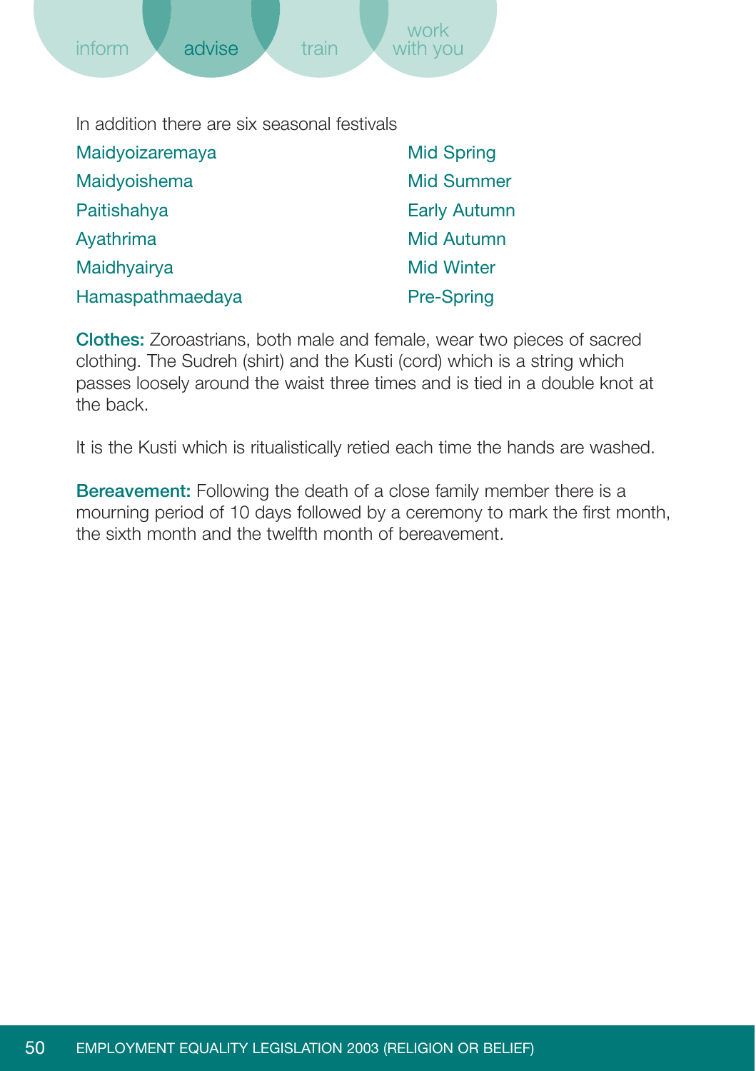In addition there are six seasonal festivals

| | |
|---|---|
| Maidyoizaremaya | Mid Spring |
| Maidyoishema | Mid Summer |
| Paitishahya | Early Autumn |
| Ayathrima | Mid Autumn |
| Maidhyairya | Mid Winter |
| Hamaspathmaedaya | Pre-Spring |

**Clothes:** Zoroastrians, both male and female, wear two pieces of sacred clothing. The Sudreh (shirt) and the Kusti (cord) which is a string which passes loosely around the waist three times and is tied in a double knot at the back.

It is the Kusti which is ritualistically retied each time the hands are washed.

**Bereavement:** Following the death of a close family member there is a mourning period of 10 days followed by a ceremony to mark the first month, the sixth month and the twelfth month of bereavement.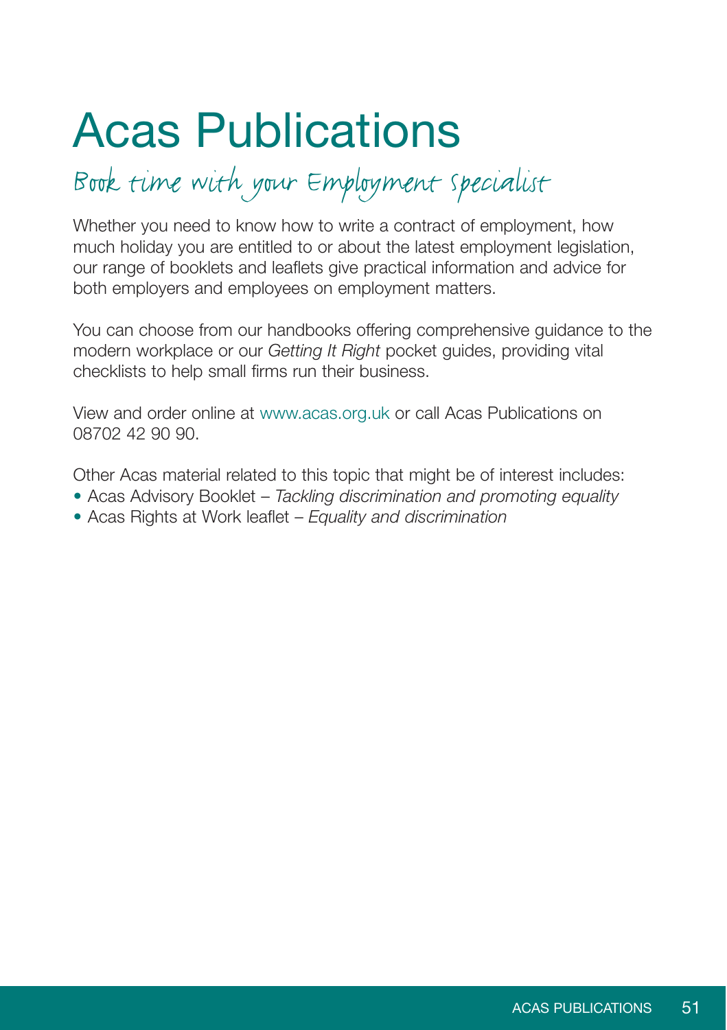# Acas Publications

## *Book time with your Employment Specialist*

Whether you need to know how to write a contract of employment, how much holiday you are entitled to or about the latest employment legislation, our range of booklets and leaflets give practical information and advice for both employers and employees on employment matters.

You can choose from our handbooks offering comprehensive guidance to the modern workplace or our *Getting It Right* pocket guides, providing vital checklists to help small firms run their business.

View and order online at www.acas.org.uk or call Acas Publications on 08702 42 90 90.

Other Acas material related to this topic that might be of interest includes:

- Acas Advisory Booklet – *Tackling discrimination and promoting equality*
- Acas Rights at Work leaflet – *Equality and discrimination*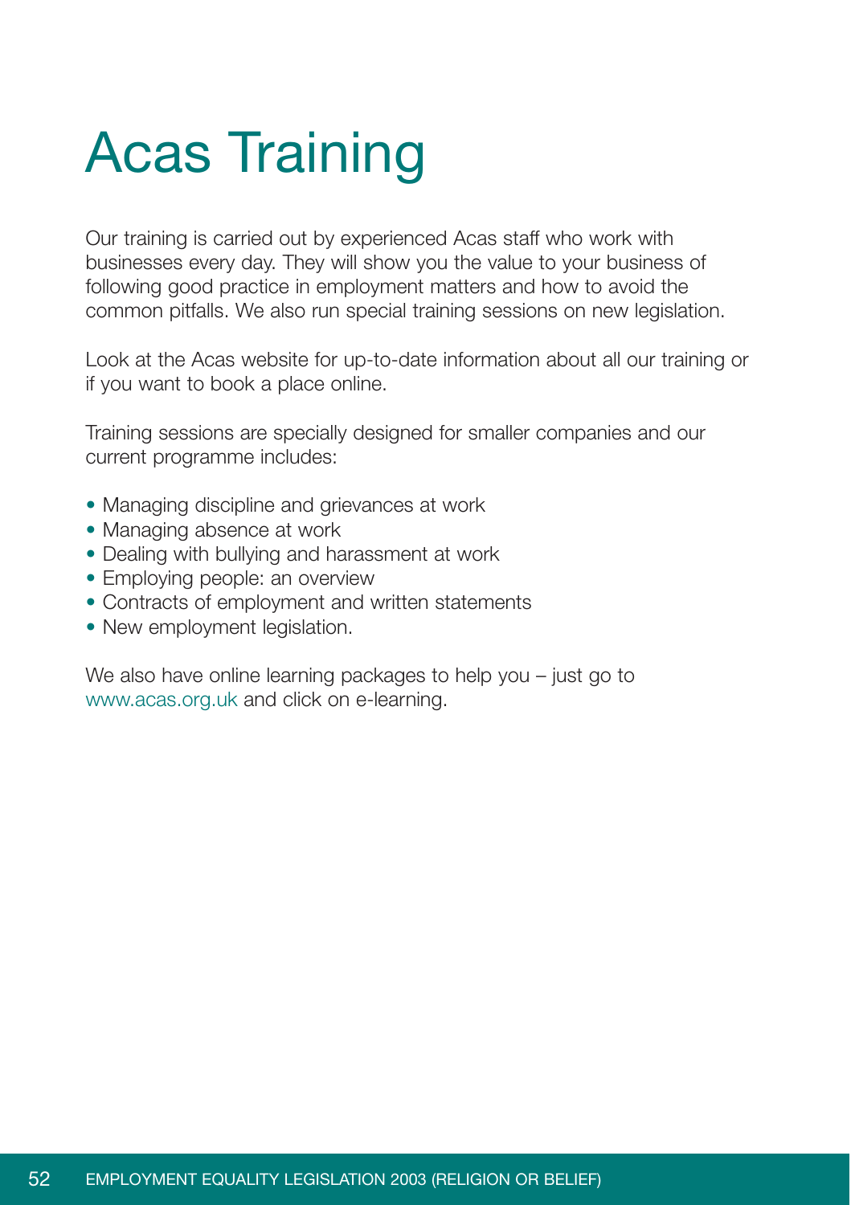# Acas Training

Our training is carried out by experienced Acas staff who work with businesses every day. They will show you the value to your business of following good practice in employment matters and how to avoid the common pitfalls. We also run special training sessions on new legislation.

Look at the Acas website for up-to-date information about all our training or if you want to book a place online.

Training sessions are specially designed for smaller companies and our current programme includes:

- Managing discipline and grievances at work
- Managing absence at work
- Dealing with bullying and harassment at work
- Employing people: an overview
- Contracts of employment and written statements
- New employment legislation.

We also have online learning packages to help you – just go to www.acas.org.uk and click on e-learning.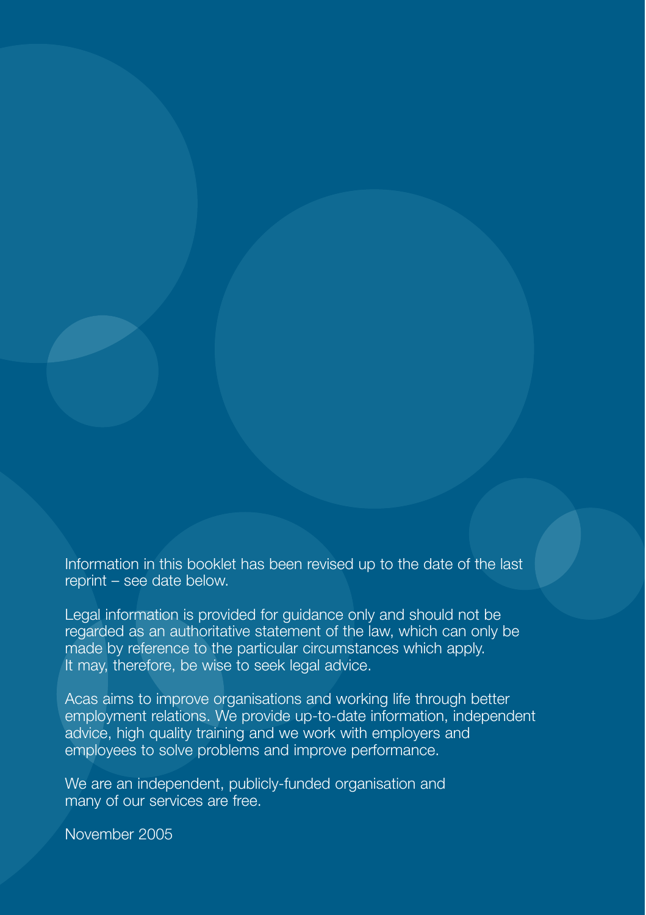Information in this booklet has been revised up to the date of the last reprint – see date below.

Legal information is provided for guidance only and should not be regarded as an authoritative statement of the law, which can only be made by reference to the particular circumstances which apply. It may, therefore, be wise to seek legal advice.

Acas aims to improve organisations and working life through better employment relations. We provide up-to-date information, independent advice, high quality training and we work with employers and employees to solve problems and improve performance.

We are an independent, publicly-funded organisation and many of our services are free.

November 2005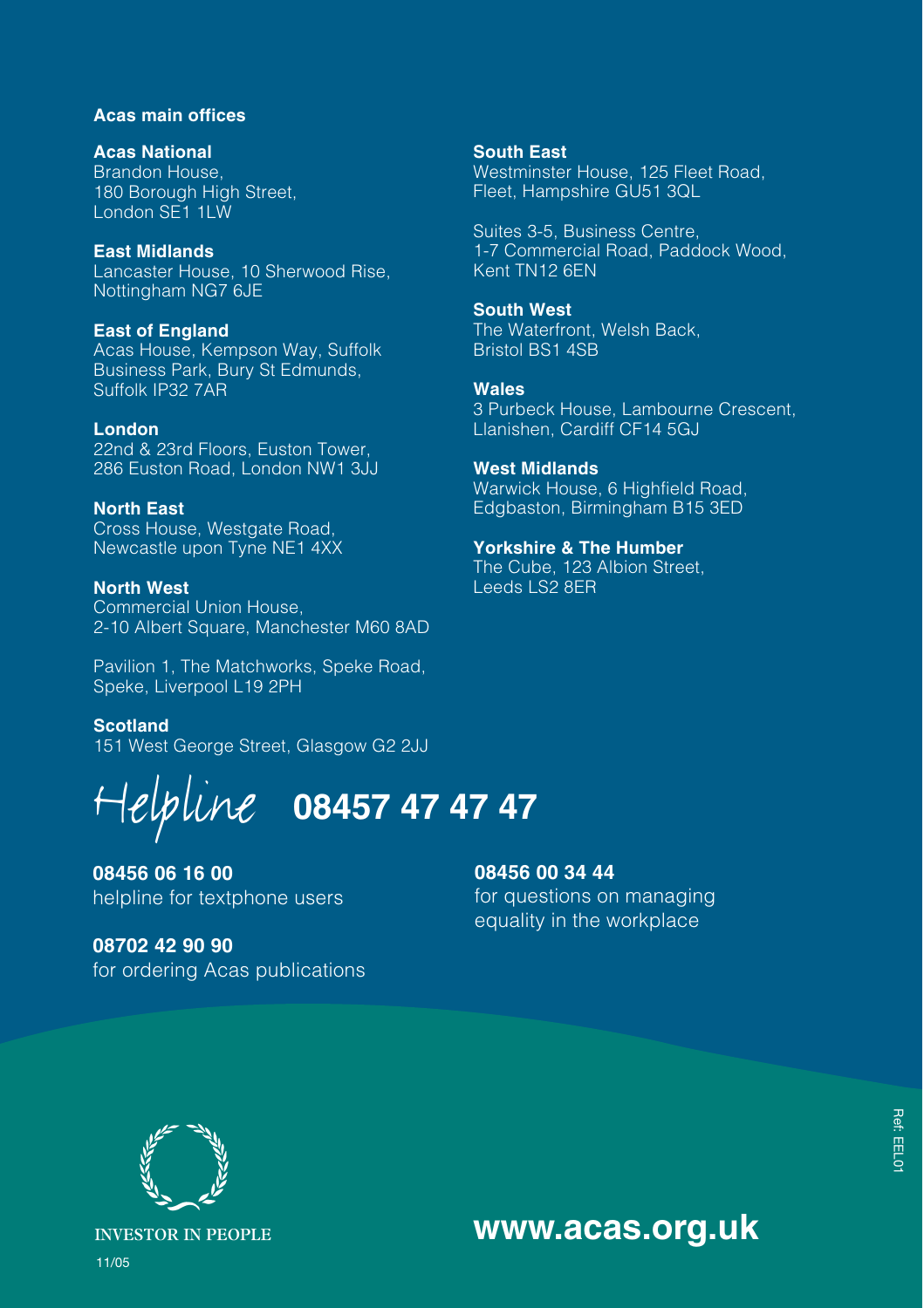## Acas main offices

**Acas National**
Brandon House,
180 Borough High Street,
London SE1 1LW

**East Midlands**
Lancaster House, 10 Sherwood Rise,
Nottingham NG7 6JE

**East of England**
Acas House, Kempson Way, Suffolk
Business Park, Bury St Edmunds,
Suffolk IP32 7AR

**London**
22nd & 23rd Floors, Euston Tower,
286 Euston Road, London NW1 3JJ

**North East**
Cross House, Westgate Road,
Newcastle upon Tyne NE1 4XX

**North West**
Commercial Union House,
2-10 Albert Square, Manchester M60 8AD

Pavilion 1, The Matchworks, Speke Road,
Speke, Liverpool L19 2PH

**Scotland**
151 West George Street, Glasgow G2 2JJ

**South East**
Westminster House, 125 Fleet Road,
Fleet, Hampshire GU51 3QL

Suites 3-5, Business Centre,
1-7 Commercial Road, Paddock Wood,
Kent TN12 6EN

**South West**
The Waterfront, Welsh Back,
Bristol BS1 4SB

**Wales**
3 Purbeck House, Lambourne Crescent,
Llanishen, Cardiff CF14 5GJ

**West Midlands**
Warwick House, 6 Highfield Road,
Edgbaston, Birmingham B15 3ED

**Yorkshire & The Humber**
The Cube, 123 Albion Street,
Leeds LS2 8ER

*Helpline* **08457 47 47 47**

**08456 06 16 00**
helpline for textphone users

**08702 42 90 90**
for ordering Acas publications

**08456 00 34 44**
for questions on managing
equality in the workplace

INVESTOR IN PEOPLE

11/05

**www.acas.org.uk**

Ref: EEL01